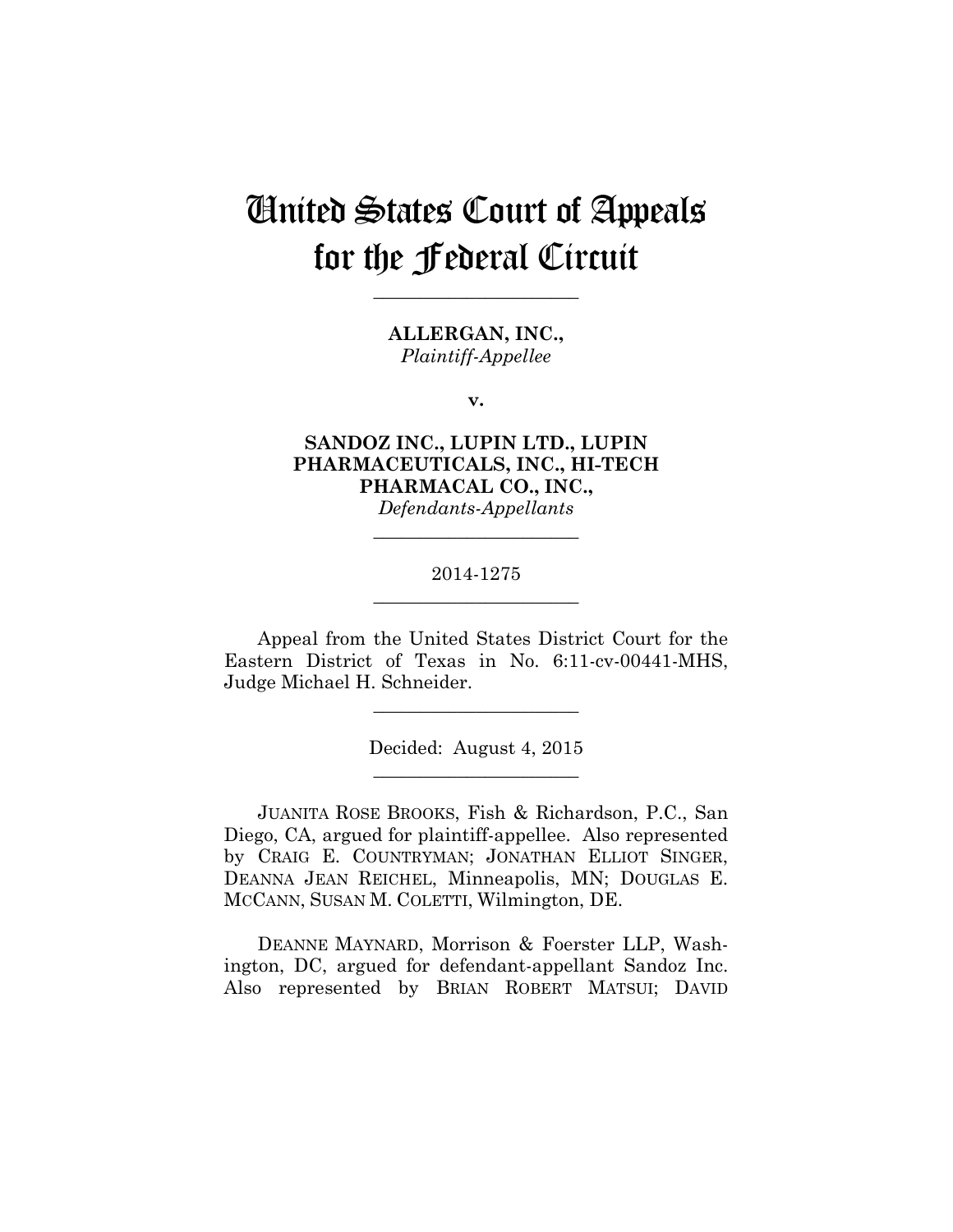# United States Court of Appeals for the Federal Circuit

______________________

**ALLERGAN, INC.,**
*Plaintiff-Appellee*

**v.**

**SANDOZ INC., LUPIN LTD., LUPIN PHARMACEUTICALS, INC., HI-TECH PHARMACAL CO., INC.,**
*Defendants-Appellants*

______________________

2014-1275

______________________

Appeal from the United States District Court for the Eastern District of Texas in No. 6:11-cv-00441-MHS, Judge Michael H. Schneider.

______________________

Decided: August 4, 2015

______________________

JUANITA ROSE BROOKS, Fish & Richardson, P.C., San Diego, CA, argued for plaintiff-appellee. Also represented by CRAIG E. COUNTRYMAN; JONATHAN ELLIOT SINGER, DEANNA JEAN REICHEL, Minneapolis, MN; DOUGLAS E. MCCANN, SUSAN M. COLETTI, Wilmington, DE.

DEANNE MAYNARD, Morrison & Foerster LLP, Washington, DC, argued for defendant-appellant Sandoz Inc. Also represented by BRIAN ROBERT MATSUI; DAVID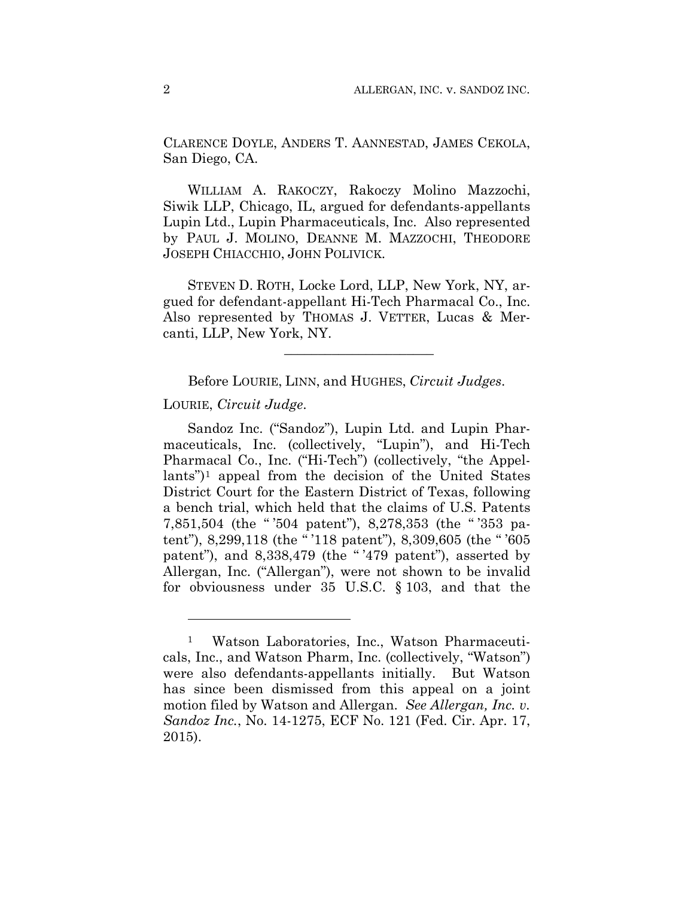CLARENCE DOYLE, ANDERS T. AANNESTAD, JAMES CEKOLA, San Diego, CA.

WILLIAM A. RAKOCZY, Rakoczy Molino Mazzochi, Siwik LLP, Chicago, IL, argued for defendants-appellants Lupin Ltd., Lupin Pharmaceuticals, Inc. Also represented by PAUL J. MOLINO, DEANNE M. MAZZOCHI, THEODORE JOSEPH CHIACCHIO, JOHN POLIVICK.

STEVEN D. ROTH, Locke Lord, LLP, New York, NY, argued for defendant-appellant Hi-Tech Pharmacal Co., Inc. Also represented by THOMAS J. VETTER, Lucas & Mercanti, LLP, New York, NY.

---

Before LOURIE, LINN, and HUGHES, *Circuit Judges*.

LOURIE, *Circuit Judge*.

Sandoz Inc. ("Sandoz"), Lupin Ltd. and Lupin Pharmaceuticals, Inc. (collectively, "Lupin"), and Hi-Tech Pharmacal Co., Inc. ("Hi-Tech") (collectively, "the Appellants")[1] appeal from the decision of the United States District Court for the Eastern District of Texas, following a bench trial, which held that the claims of U.S. Patents 7,851,504 (the " '504 patent"), 8,278,353 (the " '353 patent"), 8,299,118 (the " '118 patent"), 8,309,605 (the " '605 patent"), and 8,338,479 (the " '479 patent"), asserted by Allergan, Inc. ("Allergan"), were not shown to be invalid for obviousness under 35 U.S.C. § 103, and that the

---

[1] Watson Laboratories, Inc., Watson Pharmaceuticals, Inc., and Watson Pharm, Inc. (collectively, "Watson") were also defendants-appellants initially. But Watson has since been dismissed from this appeal on a joint motion filed by Watson and Allergan. *See Allergan, Inc. v. Sandoz Inc.*, No. 14-1275, ECF No. 121 (Fed. Cir. Apr. 17, 2015).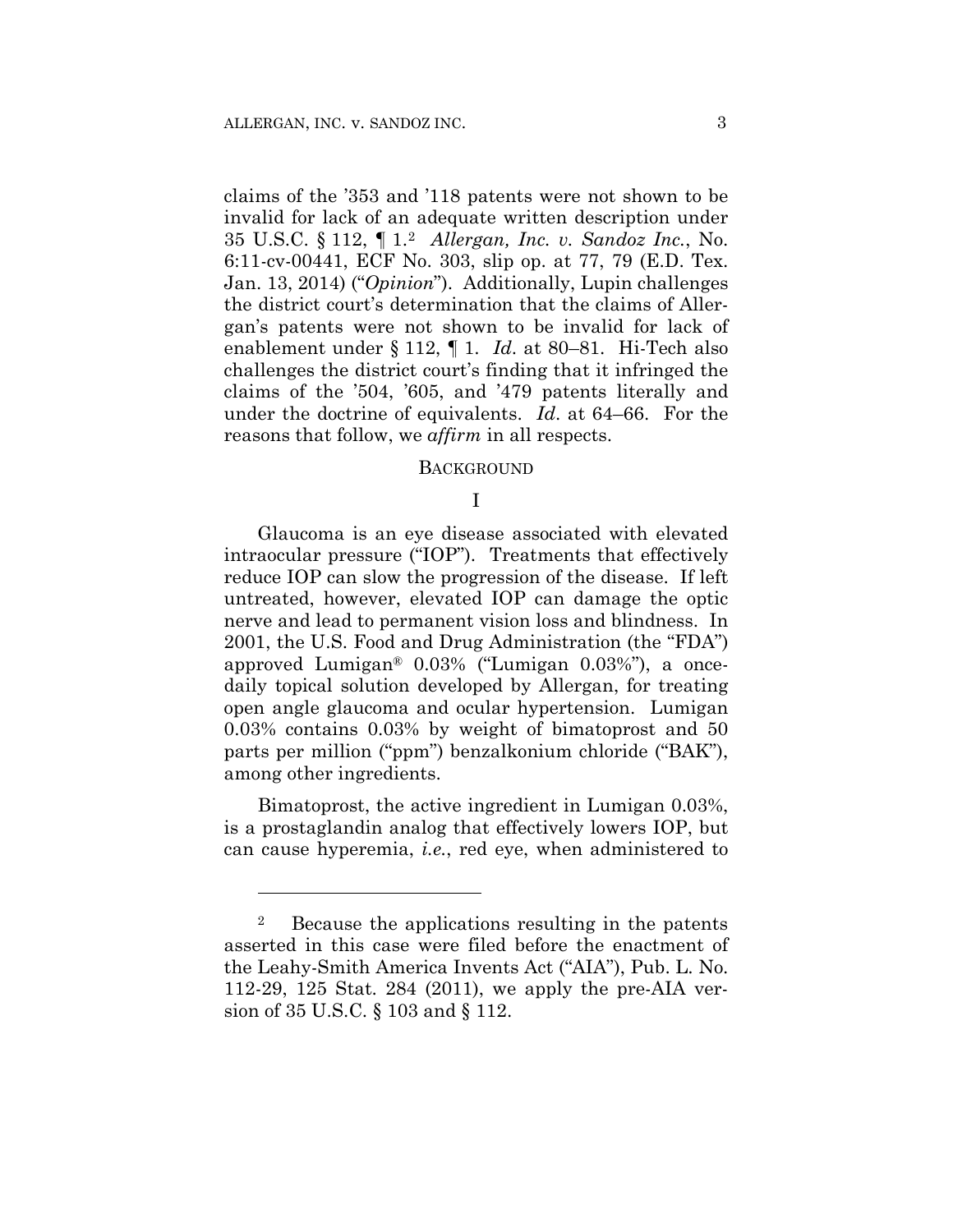claims of the '353 and '118 patents were not shown to be invalid for lack of an adequate written description under 35 U.S.C. § 112, ¶ 1.[2] *Allergan, Inc. v. Sandoz Inc.*, No. 6:11-cv-00441, ECF No. 303, slip op. at 77, 79 (E.D. Tex. Jan. 13, 2014) ("*Opinion*"). Additionally, Lupin challenges the district court's determination that the claims of Allergan's patents were not shown to be invalid for lack of enablement under § 112, ¶ 1. *Id*. at 80–81. Hi-Tech also challenges the district court's finding that it infringed the claims of the '504, '605, and '479 patents literally and under the doctrine of equivalents. *Id*. at 64–66. For the reasons that follow, we *affirm* in all respects.

## BACKGROUND

### I

Glaucoma is an eye disease associated with elevated intraocular pressure ("IOP"). Treatments that effectively reduce IOP can slow the progression of the disease. If left untreated, however, elevated IOP can damage the optic nerve and lead to permanent vision loss and blindness. In 2001, the U.S. Food and Drug Administration (the "FDA") approved Lumigan® 0.03% ("Lumigan 0.03%"), a once-daily topical solution developed by Allergan, for treating open angle glaucoma and ocular hypertension. Lumigan 0.03% contains 0.03% by weight of bimatoprost and 50 parts per million ("ppm") benzalkonium chloride ("BAK"), among other ingredients.

Bimatoprost, the active ingredient in Lumigan 0.03%, is a prostaglandin analog that effectively lowers IOP, but can cause hyperemia, *i.e.*, red eye, when administered to

---

[2] Because the applications resulting in the patents asserted in this case were filed before the enactment of the Leahy-Smith America Invents Act ("AIA"), Pub. L. No. 112-29, 125 Stat. 284 (2011), we apply the pre-AIA version of 35 U.S.C. § 103 and § 112.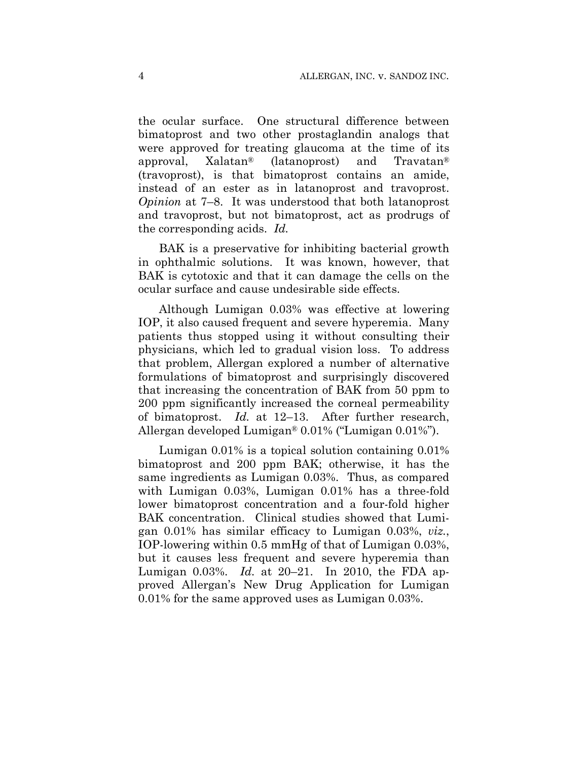the ocular surface. One structural difference between bimatoprost and two other prostaglandin analogs that were approved for treating glaucoma at the time of its approval, Xalatan® (latanoprost) and Travatan® (travoprost), is that bimatoprost contains an amide, instead of an ester as in latanoprost and travoprost. *Opinion* at 7–8. It was understood that both latanoprost and travoprost, but not bimatoprost, act as prodrugs of the corresponding acids. *Id.*

BAK is a preservative for inhibiting bacterial growth in ophthalmic solutions. It was known, however, that BAK is cytotoxic and that it can damage the cells on the ocular surface and cause undesirable side effects.

Although Lumigan 0.03% was effective at lowering IOP, it also caused frequent and severe hyperemia. Many patients thus stopped using it without consulting their physicians, which led to gradual vision loss. To address that problem, Allergan explored a number of alternative formulations of bimatoprost and surprisingly discovered that increasing the concentration of BAK from 50 ppm to 200 ppm significantly increased the corneal permeability of bimatoprost. *Id.* at 12–13. After further research, Allergan developed Lumigan® 0.01% ("Lumigan 0.01%").

Lumigan 0.01% is a topical solution containing 0.01% bimatoprost and 200 ppm BAK; otherwise, it has the same ingredients as Lumigan 0.03%. Thus, as compared with Lumigan 0.03%, Lumigan 0.01% has a three-fold lower bimatoprost concentration and a four-fold higher BAK concentration. Clinical studies showed that Lumigan 0.01% has similar efficacy to Lumigan 0.03%, *viz.*, IOP-lowering within 0.5 mmHg of that of Lumigan 0.03%, but it causes less frequent and severe hyperemia than Lumigan 0.03%. *Id.* at 20–21. In 2010, the FDA approved Allergan's New Drug Application for Lumigan 0.01% for the same approved uses as Lumigan 0.03%.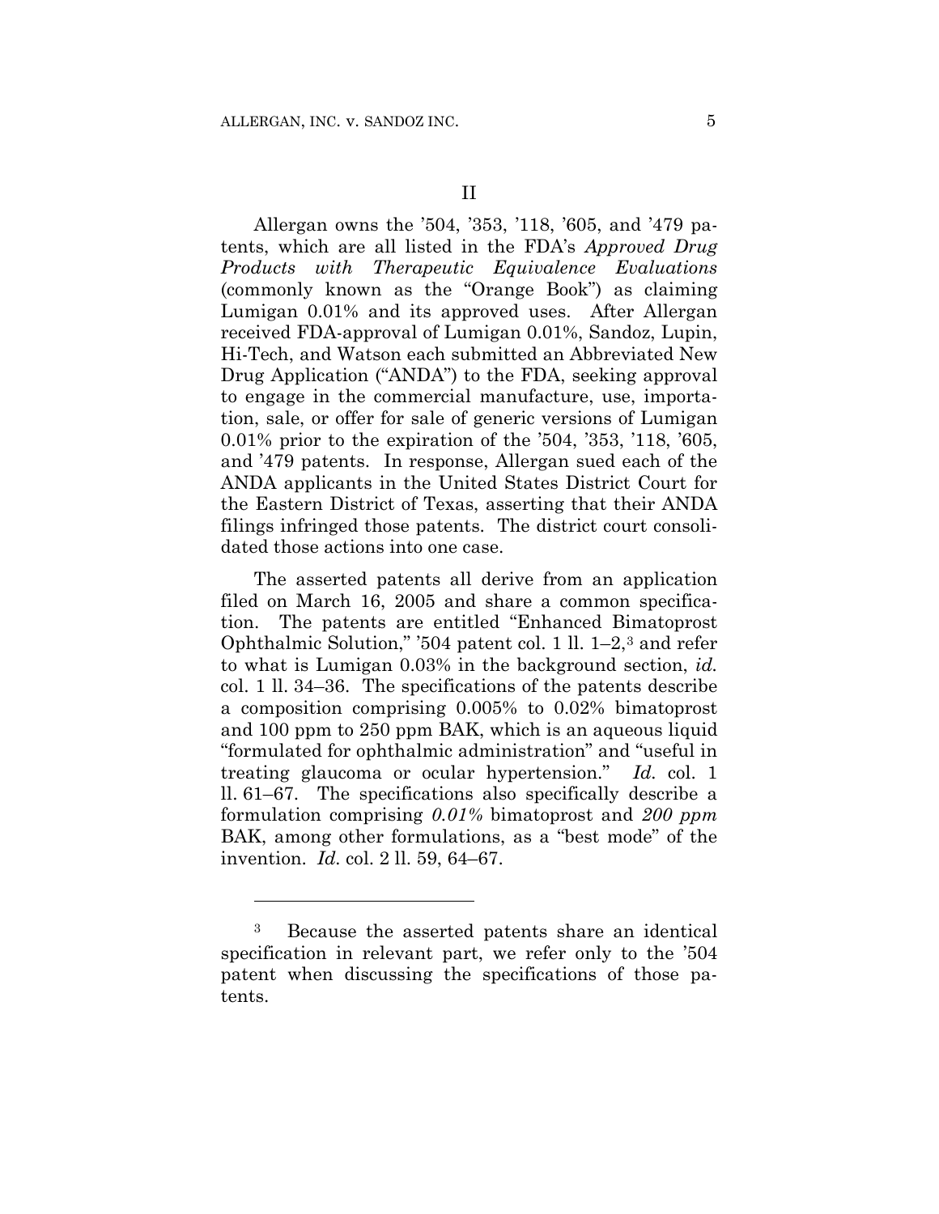## II

Allergan owns the '504, '353, '118, '605, and '479 patents, which are all listed in the FDA's *Approved Drug Products with Therapeutic Equivalence Evaluations* (commonly known as the "Orange Book") as claiming Lumigan 0.01% and its approved uses. After Allergan received FDA-approval of Lumigan 0.01%, Sandoz, Lupin, Hi-Tech, and Watson each submitted an Abbreviated New Drug Application ("ANDA") to the FDA, seeking approval to engage in the commercial manufacture, use, importation, sale, or offer for sale of generic versions of Lumigan 0.01% prior to the expiration of the '504, '353, '118, '605, and '479 patents. In response, Allergan sued each of the ANDA applicants in the United States District Court for the Eastern District of Texas, asserting that their ANDA filings infringed those patents. The district court consolidated those actions into one case.

The asserted patents all derive from an application filed on March 16, 2005 and share a common specification. The patents are entitled "Enhanced Bimatoprost Ophthalmic Solution," '504 patent col. 1 ll. 1–2,[3] and refer to what is Lumigan 0.03% in the background section, *id.* col. 1 ll. 34–36. The specifications of the patents describe a composition comprising 0.005% to 0.02% bimatoprost and 100 ppm to 250 ppm BAK, which is an aqueous liquid "formulated for ophthalmic administration" and "useful in treating glaucoma or ocular hypertension." *Id.* col. 1 ll. 61–67. The specifications also specifically describe a formulation comprising *0.01%* bimatoprost and *200 ppm* BAK, among other formulations, as a "best mode" of the invention. *Id.* col. 2 ll. 59, 64–67.

---

[3] Because the asserted patents share an identical specification in relevant part, we refer only to the '504 patent when discussing the specifications of those patents.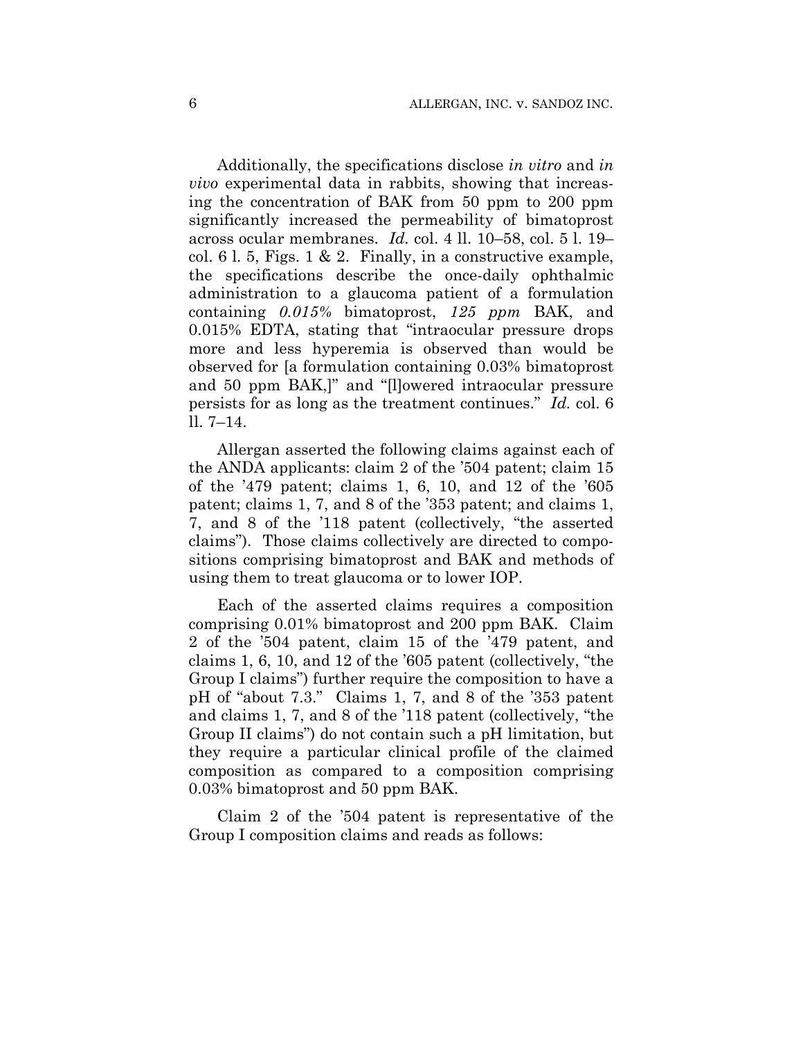Additionally, the specifications disclose *in vitro* and *in vivo* experimental data in rabbits, showing that increasing the concentration of BAK from 50 ppm to 200 ppm significantly increased the permeability of bimatoprost across ocular membranes. *Id.* col. 4 ll. 10–58, col. 5 l. 19–col. 6 l. 5, Figs. 1 & 2. Finally, in a constructive example, the specifications describe the once-daily ophthalmic administration to a glaucoma patient of a formulation containing *0.015%* bimatoprost, *125 ppm* BAK, and 0.015% EDTA, stating that "intraocular pressure drops more and less hyperemia is observed than would be observed for [a formulation containing 0.03% bimatoprost and 50 ppm BAK,]" and "[l]owered intraocular pressure persists for as long as the treatment continues." *Id.* col. 6 ll. 7–14.

Allergan asserted the following claims against each of the ANDA applicants: claim 2 of the '504 patent; claim 15 of the '479 patent; claims 1, 6, 10, and 12 of the '605 patent; claims 1, 7, and 8 of the '353 patent; and claims 1, 7, and 8 of the '118 patent (collectively, "the asserted claims"). Those claims collectively are directed to compositions comprising bimatoprost and BAK and methods of using them to treat glaucoma or to lower IOP.

Each of the asserted claims requires a composition comprising 0.01% bimatoprost and 200 ppm BAK. Claim 2 of the '504 patent, claim 15 of the '479 patent, and claims 1, 6, 10, and 12 of the '605 patent (collectively, "the Group I claims") further require the composition to have a pH of "about 7.3." Claims 1, 7, and 8 of the '353 patent and claims 1, 7, and 8 of the '118 patent (collectively, "the Group II claims") do not contain such a pH limitation, but they require a particular clinical profile of the claimed composition as compared to a composition comprising 0.03% bimatoprost and 50 ppm BAK.

Claim 2 of the '504 patent is representative of the Group I composition claims and reads as follows: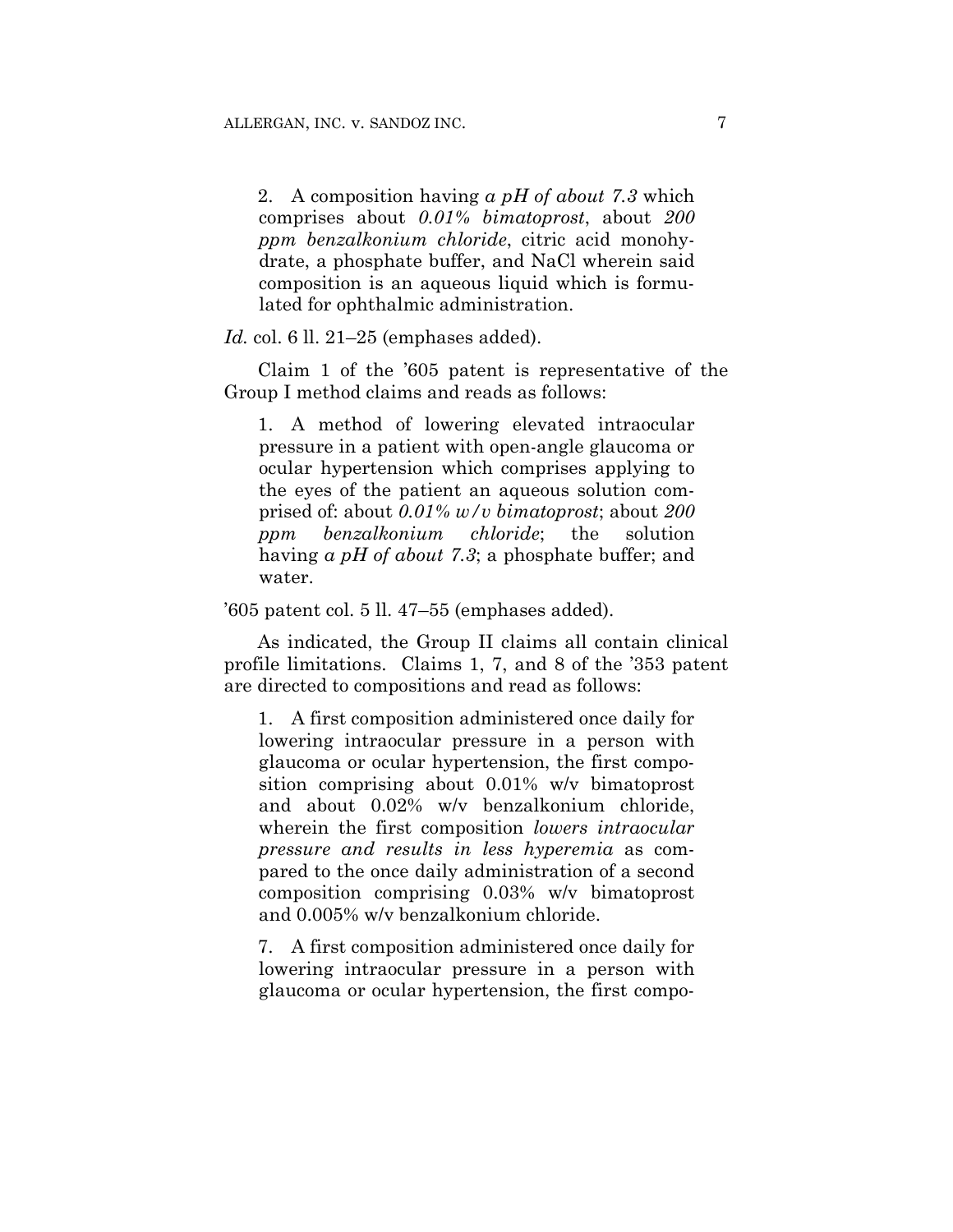> 2. A composition having *a pH of about 7.3* which comprises about *0.01% bimatoprost*, about *200 ppm benzalkonium chloride*, citric acid monohydrate, a phosphate buffer, and NaCl wherein said composition is an aqueous liquid which is formulated for ophthalmic administration.

*Id.* col. 6 ll. 21–25 (emphases added).

Claim 1 of the '605 patent is representative of the Group I method claims and reads as follows:

> 1. A method of lowering elevated intraocular pressure in a patient with open-angle glaucoma or ocular hypertension which comprises applying to the eyes of the patient an aqueous solution comprised of: about *0.01% w/v bimatoprost*; about *200 ppm benzalkonium chloride*; the solution having *a pH of about 7.3*; a phosphate buffer; and water.

'605 patent col. 5 ll. 47–55 (emphases added).

As indicated, the Group II claims all contain clinical profile limitations. Claims 1, 7, and 8 of the '353 patent are directed to compositions and read as follows:

> 1. A first composition administered once daily for lowering intraocular pressure in a person with glaucoma or ocular hypertension, the first composition comprising about 0.01% w/v bimatoprost and about 0.02% w/v benzalkonium chloride, wherein the first composition *lowers intraocular pressure and results in less hyperemia* as compared to the once daily administration of a second composition comprising 0.03% w/v bimatoprost and 0.005% w/v benzalkonium chloride.
>
> 7. A first composition administered once daily for lowering intraocular pressure in a person with glaucoma or ocular hypertension, the first compo-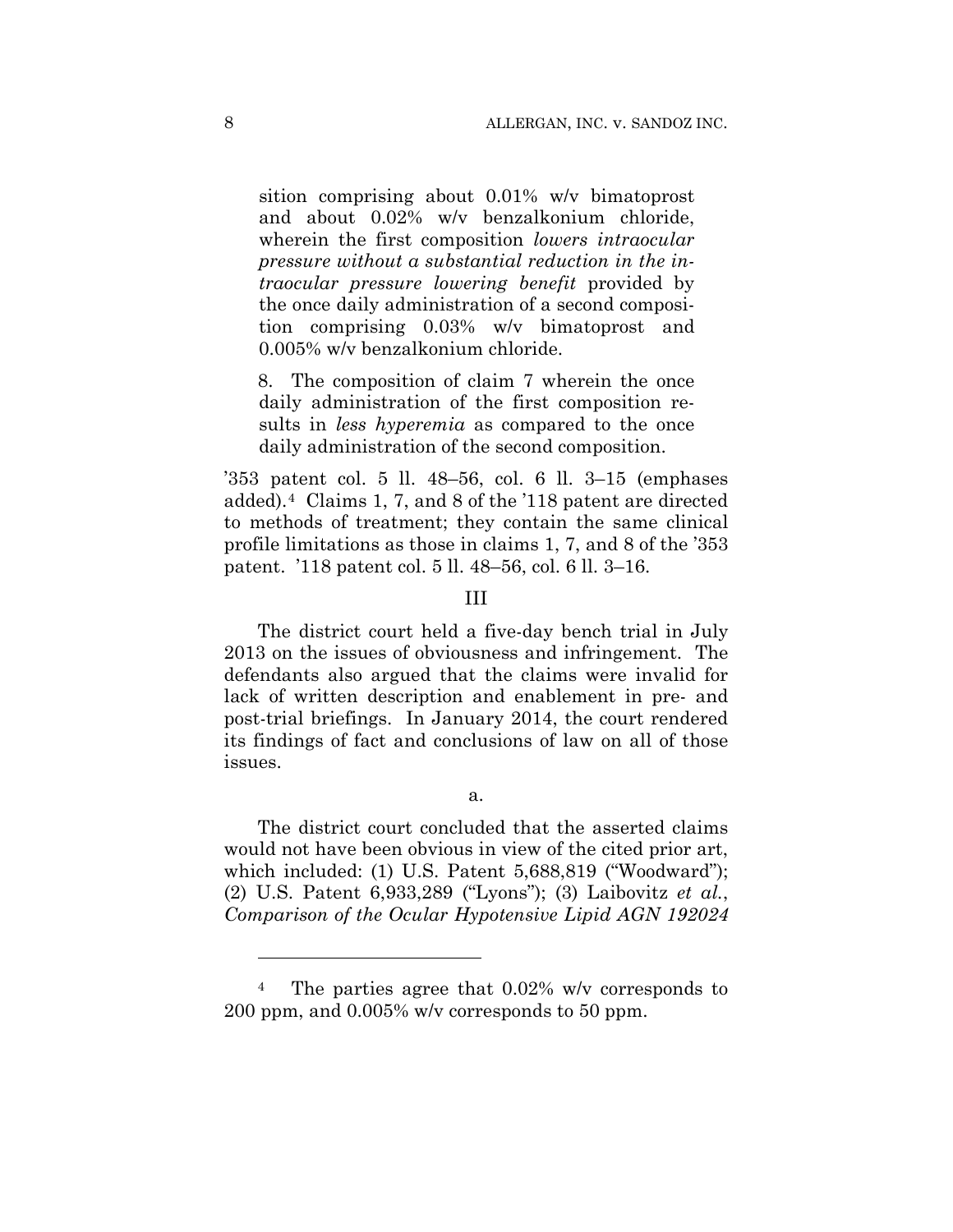sition comprising about 0.01% w/v bimatoprost and about 0.02% w/v benzalkonium chloride, wherein the first composition *lowers intraocular pressure without a substantial reduction in the intraocular pressure lowering benefit* provided by the once daily administration of a second composition comprising 0.03% w/v bimatoprost and 0.005% w/v benzalkonium chloride.

> 8. The composition of claim 7 wherein the once daily administration of the first composition results in *less hyperemia* as compared to the once daily administration of the second composition.

'353 patent col. 5 ll. 48–56, col. 6 ll. 3–15 (emphases added).[4] Claims 1, 7, and 8 of the '118 patent are directed to methods of treatment; they contain the same clinical profile limitations as those in claims 1, 7, and 8 of the '353 patent. '118 patent col. 5 ll. 48–56, col. 6 ll. 3–16.

## III

The district court held a five-day bench trial in July 2013 on the issues of obviousness and infringement. The defendants also argued that the claims were invalid for lack of written description and enablement in pre- and post-trial briefings. In January 2014, the court rendered its findings of fact and conclusions of law on all of those issues.

### a.

The district court concluded that the asserted claims would not have been obvious in view of the cited prior art, which included: (1) U.S. Patent 5,688,819 ("Woodward"); (2) U.S. Patent 6,933,289 ("Lyons"); (3) Laibovitz *et al.*, *Comparison of the Ocular Hypotensive Lipid AGN 192024*

---

[4] The parties agree that 0.02% w/v corresponds to 200 ppm, and 0.005% w/v corresponds to 50 ppm.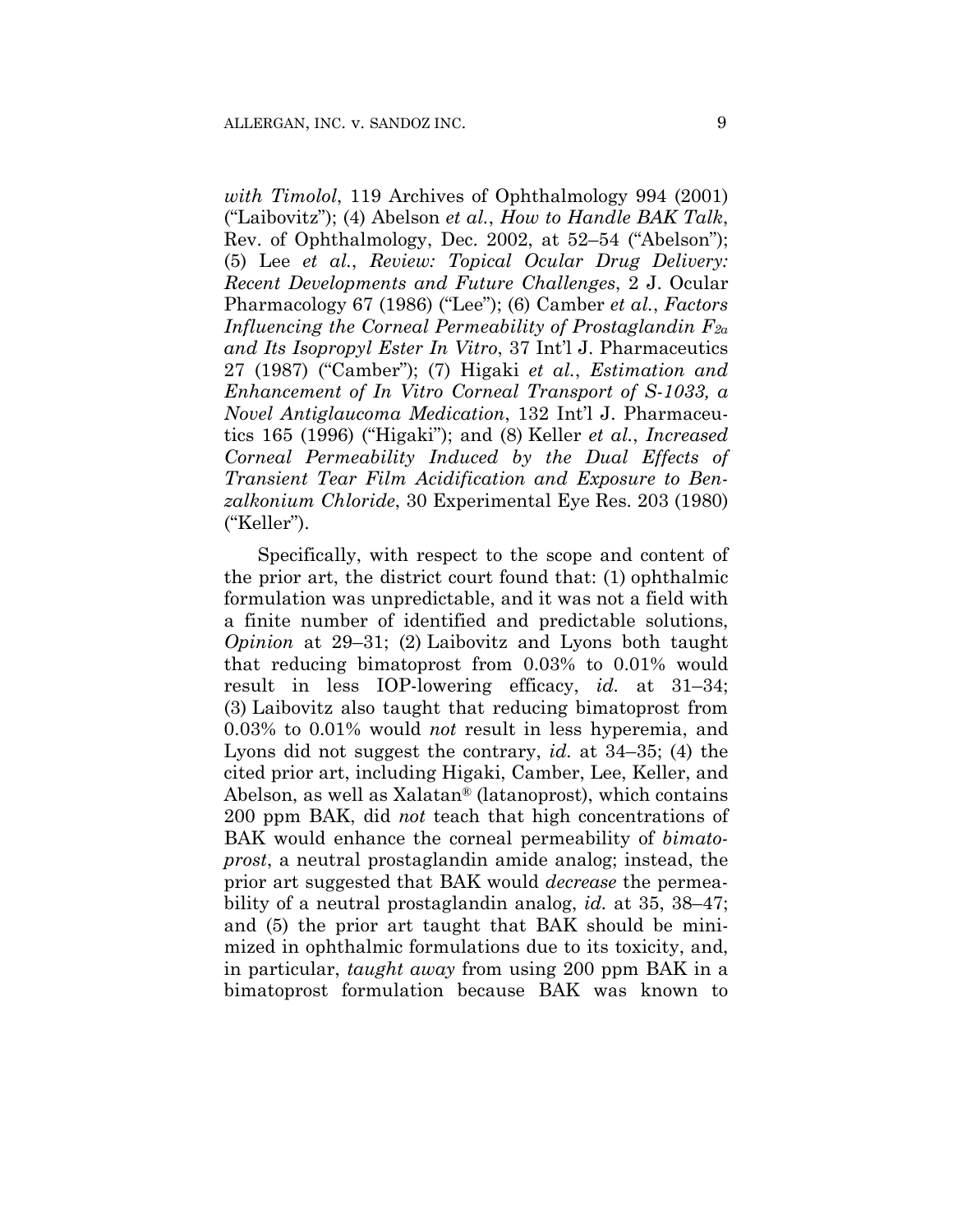*with Timolol*, 119 Archives of Ophthalmology 994 (2001) ("Laibovitz"); (4) Abelson *et al.*, *How to Handle BAK Talk*, Rev. of Ophthalmology, Dec. 2002, at 52–54 ("Abelson"); (5) Lee *et al.*, *Review: Topical Ocular Drug Delivery: Recent Developments and Future Challenges*, 2 J. Ocular Pharmacology 67 (1986) ("Lee"); (6) Camber *et al.*, *Factors Influencing the Corneal Permeability of Prostaglandin $F_{2a}$ and Its Isopropyl Ester In Vitro*, 37 Int'l J. Pharmaceutics 27 (1987) ("Camber"); (7) Higaki *et al.*, *Estimation and Enhancement of In Vitro Corneal Transport of S-1033, a Novel Antiglaucoma Medication*, 132 Int'l J. Pharmaceutics 165 (1996) ("Higaki"); and (8) Keller *et al.*, *Increased Corneal Permeability Induced by the Dual Effects of Transient Tear Film Acidification and Exposure to Benzalkonium Chloride*, 30 Experimental Eye Res. 203 (1980) ("Keller").

Specifically, with respect to the scope and content of the prior art, the district court found that: (1) ophthalmic formulation was unpredictable, and it was not a field with a finite number of identified and predictable solutions, *Opinion* at 29–31; (2) Laibovitz and Lyons both taught that reducing bimatoprost from 0.03% to 0.01% would result in less IOP-lowering efficacy, *id.* at 31–34; (3) Laibovitz also taught that reducing bimatoprost from 0.03% to 0.01% would *not* result in less hyperemia, and Lyons did not suggest the contrary, *id.* at 34–35; (4) the cited prior art, including Higaki, Camber, Lee, Keller, and Abelson, as well as Xalatan® (latanoprost), which contains 200 ppm BAK, did *not* teach that high concentrations of BAK would enhance the corneal permeability of *bimatoprost*, a neutral prostaglandin amide analog; instead, the prior art suggested that BAK would *decrease* the permeability of a neutral prostaglandin analog, *id.* at 35, 38–47; and (5) the prior art taught that BAK should be minimized in ophthalmic formulations due to its toxicity, and, in particular, *taught away* from using 200 ppm BAK in a bimatoprost formulation because BAK was known to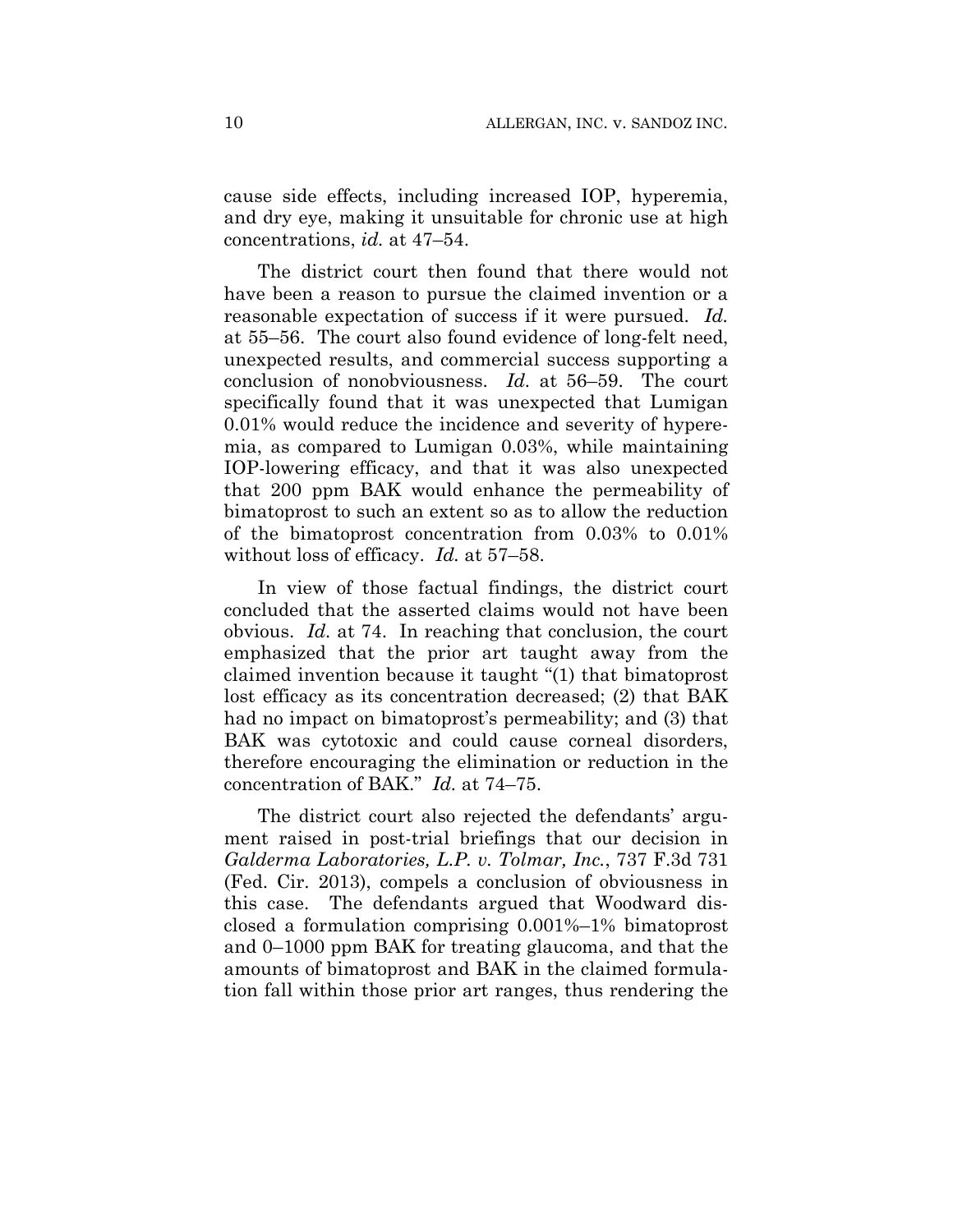cause side effects, including increased IOP, hyperemia, and dry eye, making it unsuitable for chronic use at high concentrations, *id.* at 47–54.

The district court then found that there would not have been a reason to pursue the claimed invention or a reasonable expectation of success if it were pursued. *Id.* at 55–56. The court also found evidence of long-felt need, unexpected results, and commercial success supporting a conclusion of nonobviousness. *Id.* at 56–59. The court specifically found that it was unexpected that Lumigan 0.01% would reduce the incidence and severity of hyperemia, as compared to Lumigan 0.03%, while maintaining IOP-lowering efficacy, and that it was also unexpected that 200 ppm BAK would enhance the permeability of bimatoprost to such an extent so as to allow the reduction of the bimatoprost concentration from 0.03% to 0.01% without loss of efficacy. *Id.* at 57–58.

In view of those factual findings, the district court concluded that the asserted claims would not have been obvious. *Id.* at 74. In reaching that conclusion, the court emphasized that the prior art taught away from the claimed invention because it taught "(1) that bimatoprost lost efficacy as its concentration decreased; (2) that BAK had no impact on bimatoprost's permeability; and (3) that BAK was cytotoxic and could cause corneal disorders, therefore encouraging the elimination or reduction in the concentration of BAK." *Id.* at 74–75.

The district court also rejected the defendants' argument raised in post-trial briefings that our decision in *Galderma Laboratories, L.P. v. Tolmar, Inc.*, 737 F.3d 731 (Fed. Cir. 2013), compels a conclusion of obviousness in this case. The defendants argued that Woodward disclosed a formulation comprising 0.001%–1% bimatoprost and 0–1000 ppm BAK for treating glaucoma, and that the amounts of bimatoprost and BAK in the claimed formulation fall within those prior art ranges, thus rendering the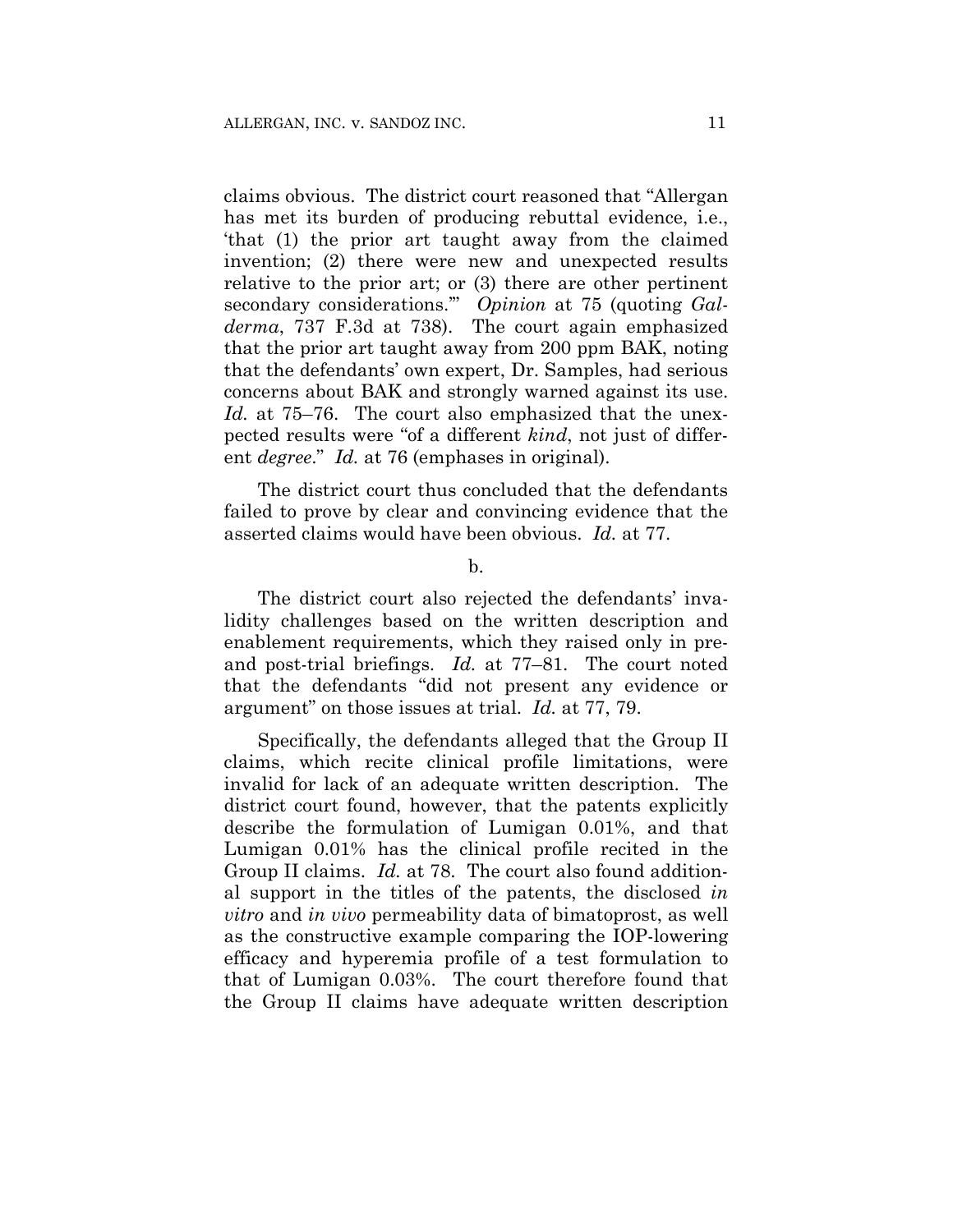claims obvious. The district court reasoned that "Allergan has met its burden of producing rebuttal evidence, i.e., 'that (1) the prior art taught away from the claimed invention; (2) there were new and unexpected results relative to the prior art; or (3) there are other pertinent secondary considerations.'" *Opinion* at 75 (quoting *Galderma*, 737 F.3d at 738). The court again emphasized that the prior art taught away from 200 ppm BAK, noting that the defendants' own expert, Dr. Samples, had serious concerns about BAK and strongly warned against its use. *Id.* at 75–76. The court also emphasized that the unexpected results were "of a different *kind*, not just of different *degree*." *Id.* at 76 (emphases in original).

The district court thus concluded that the defendants failed to prove by clear and convincing evidence that the asserted claims would have been obvious. *Id.* at 77.

b.

The district court also rejected the defendants' invalidity challenges based on the written description and enablement requirements, which they raised only in pre- and post-trial briefings. *Id.* at 77–81. The court noted that the defendants "did not present any evidence or argument" on those issues at trial. *Id.* at 77, 79.

Specifically, the defendants alleged that the Group II claims, which recite clinical profile limitations, were invalid for lack of an adequate written description. The district court found, however, that the patents explicitly describe the formulation of Lumigan 0.01%, and that Lumigan 0.01% has the clinical profile recited in the Group II claims. *Id.* at 78. The court also found additional support in the titles of the patents, the disclosed *in vitro* and *in vivo* permeability data of bimatoprost, as well as the constructive example comparing the IOP-lowering efficacy and hyperemia profile of a test formulation to that of Lumigan 0.03%. The court therefore found that the Group II claims have adequate written description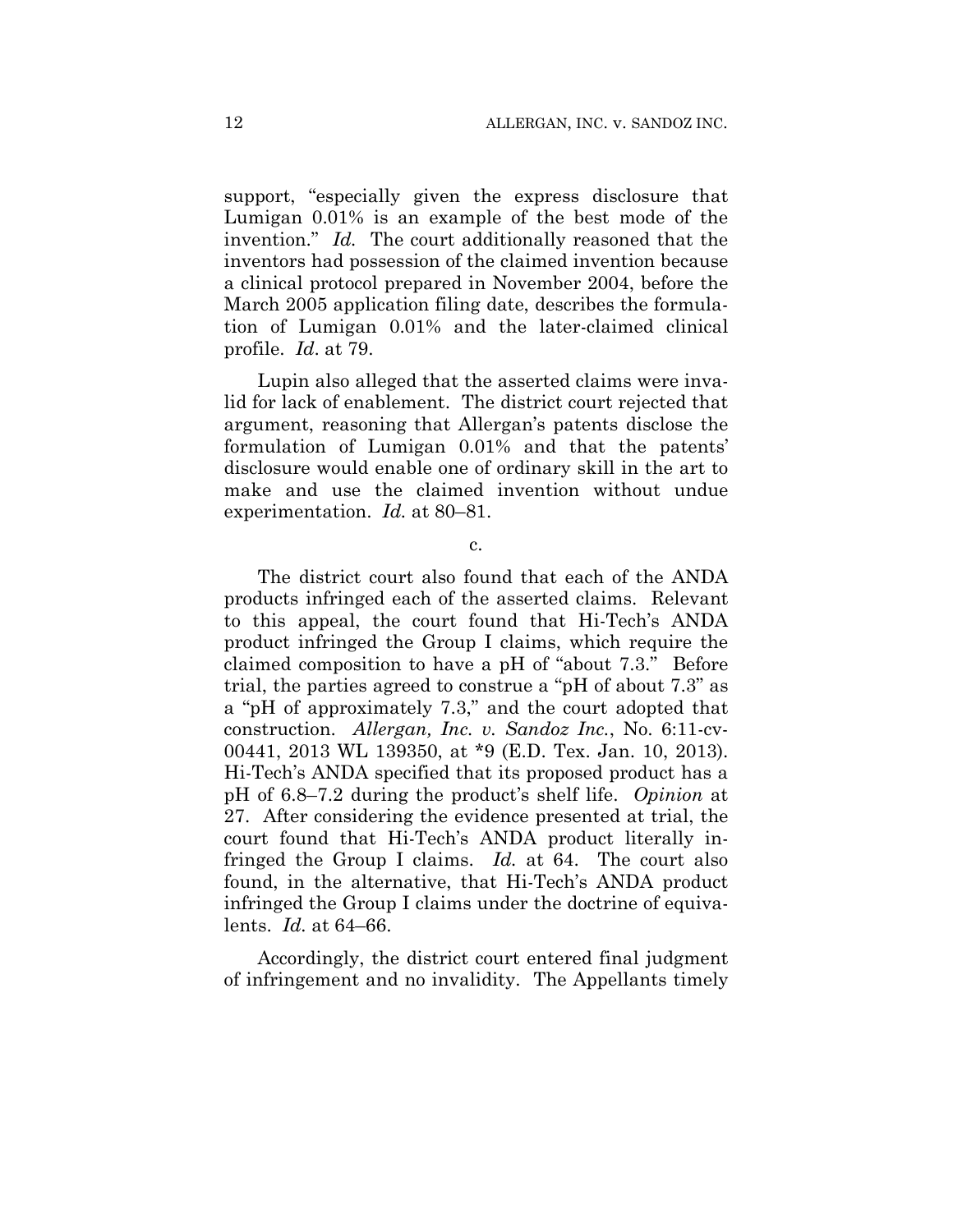support, "especially given the express disclosure that Lumigan 0.01% is an example of the best mode of the invention." *Id.* The court additionally reasoned that the inventors had possession of the claimed invention because a clinical protocol prepared in November 2004, before the March 2005 application filing date, describes the formulation of Lumigan 0.01% and the later-claimed clinical profile. *Id*. at 79.

Lupin also alleged that the asserted claims were invalid for lack of enablement. The district court rejected that argument, reasoning that Allergan's patents disclose the formulation of Lumigan 0.01% and that the patents' disclosure would enable one of ordinary skill in the art to make and use the claimed invention without undue experimentation. *Id.* at 80–81.

c.

The district court also found that each of the ANDA products infringed each of the asserted claims. Relevant to this appeal, the court found that Hi-Tech's ANDA product infringed the Group I claims, which require the claimed composition to have a pH of "about 7.3." Before trial, the parties agreed to construe a "pH of about 7.3" as a "pH of approximately 7.3," and the court adopted that construction. *Allergan, Inc. v. Sandoz Inc.*, No. 6:11-cv-00441, 2013 WL 139350, at *9 (E.D. Tex. Jan. 10, 2013). Hi-Tech's ANDA specified that its proposed product has a pH of 6.8–7.2 during the product's shelf life. *Opinion* at 27. After considering the evidence presented at trial, the court found that Hi-Tech's ANDA product literally infringed the Group I claims. *Id.* at 64. The court also found, in the alternative, that Hi-Tech's ANDA product infringed the Group I claims under the doctrine of equivalents. *Id.* at 64–66.

Accordingly, the district court entered final judgment of infringement and no invalidity. The Appellants timely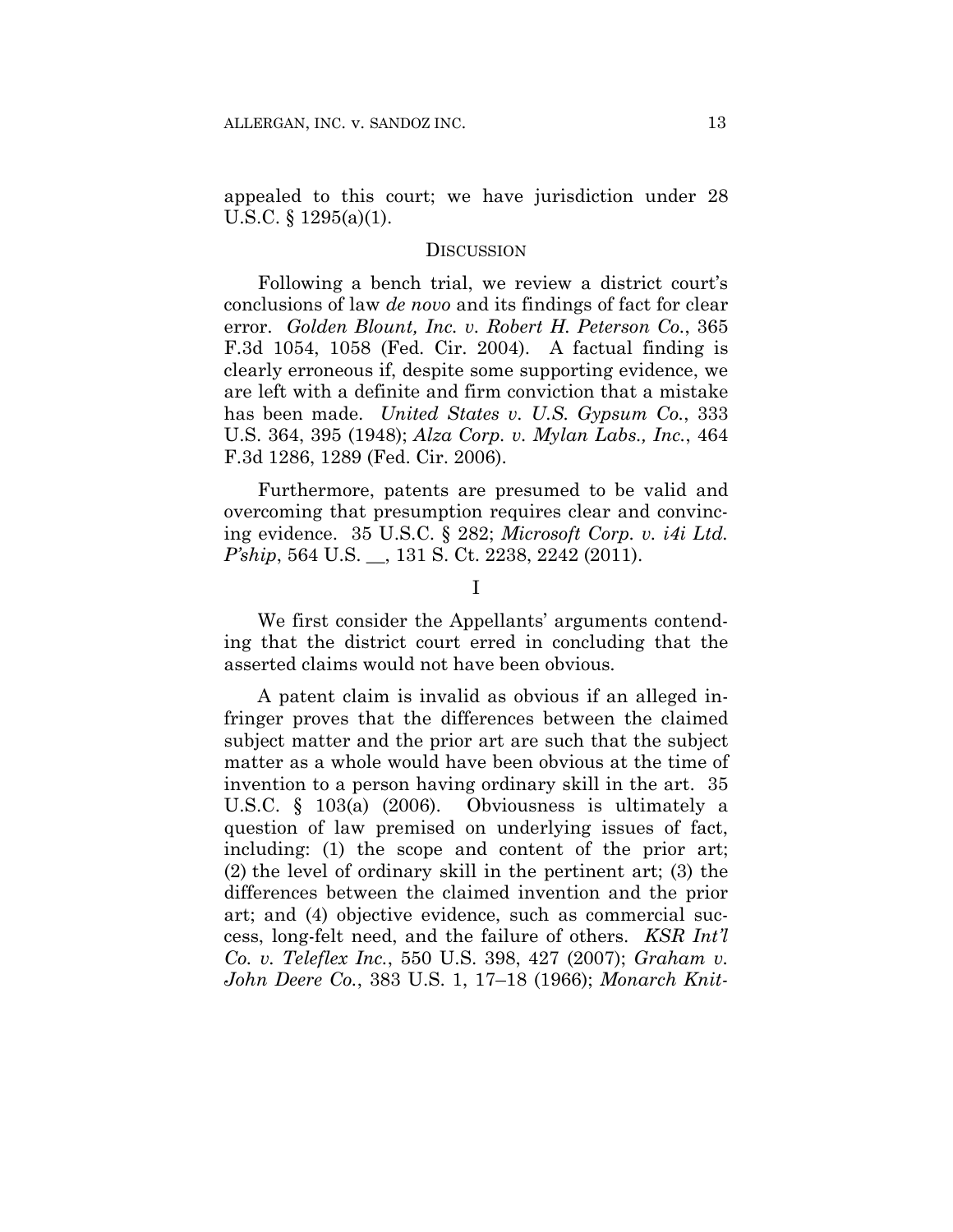appealed to this court; we have jurisdiction under 28 U.S.C. § 1295(a)(1).

## DISCUSSION

Following a bench trial, we review a district court's conclusions of law *de novo* and its findings of fact for clear error. *Golden Blount, Inc. v. Robert H. Peterson Co.*, 365 F.3d 1054, 1058 (Fed. Cir. 2004). A factual finding is clearly erroneous if, despite some supporting evidence, we are left with a definite and firm conviction that a mistake has been made. *United States v. U.S. Gypsum Co.*, 333 U.S. 364, 395 (1948); *Alza Corp. v. Mylan Labs., Inc.*, 464 F.3d 1286, 1289 (Fed. Cir. 2006).

Furthermore, patents are presumed to be valid and overcoming that presumption requires clear and convincing evidence. 35 U.S.C. § 282; *Microsoft Corp. v. i4i Ltd. P'ship*, 564 U.S. __, 131 S. Ct. 2238, 2242 (2011).

### I

We first consider the Appellants' arguments contending that the district court erred in concluding that the asserted claims would not have been obvious.

A patent claim is invalid as obvious if an alleged infringer proves that the differences between the claimed subject matter and the prior art are such that the subject matter as a whole would have been obvious at the time of invention to a person having ordinary skill in the art. 35 U.S.C. § 103(a) (2006). Obviousness is ultimately a question of law premised on underlying issues of fact, including: (1) the scope and content of the prior art; (2) the level of ordinary skill in the pertinent art; (3) the differences between the claimed invention and the prior art; and (4) objective evidence, such as commercial success, long-felt need, and the failure of others. *KSR Int'l Co. v. Teleflex Inc.*, 550 U.S. 398, 427 (2007); *Graham v. John Deere Co.*, 383 U.S. 1, 17–18 (1966); *Monarch Knit-*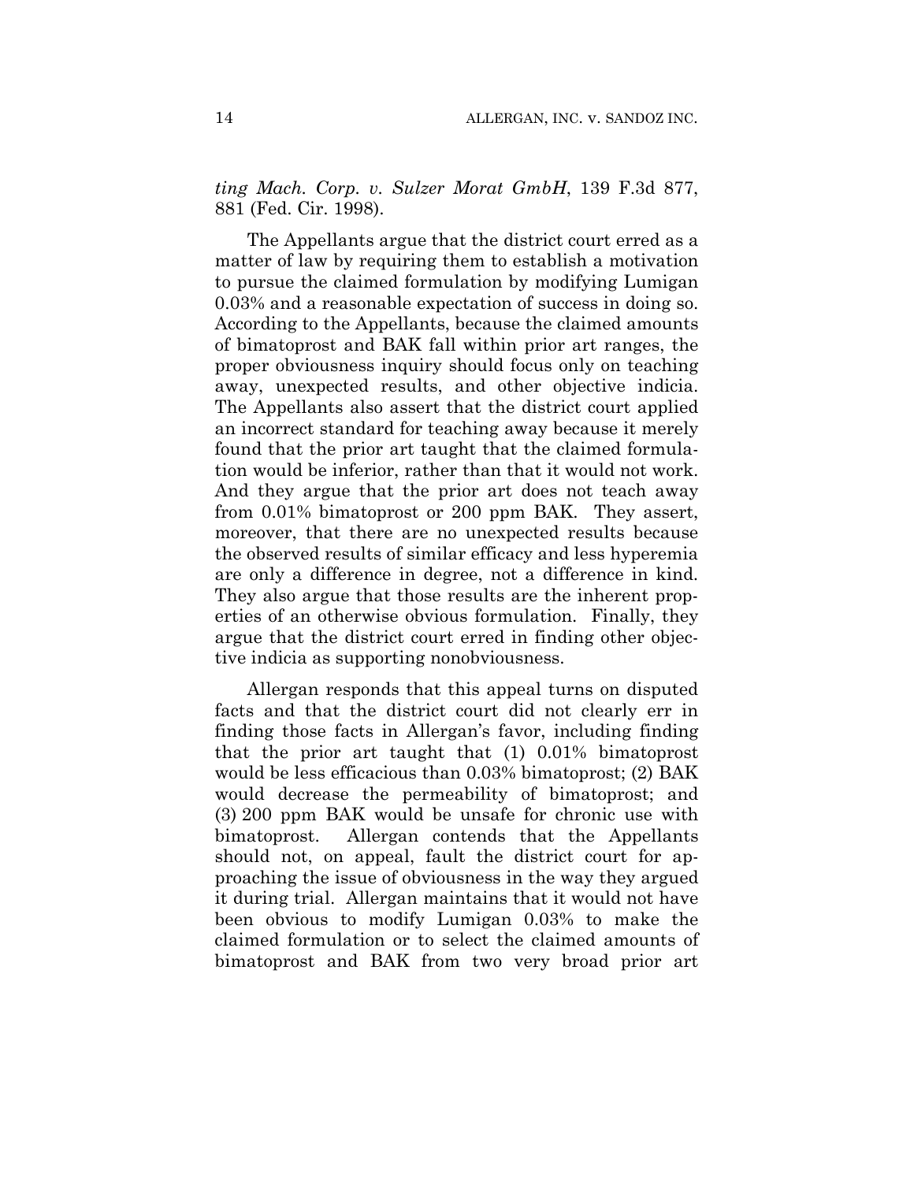*ting Mach. Corp. v. Sulzer Morat GmbH*, 139 F.3d 877, 881 (Fed. Cir. 1998).

The Appellants argue that the district court erred as a matter of law by requiring them to establish a motivation to pursue the claimed formulation by modifying Lumigan 0.03% and a reasonable expectation of success in doing so. According to the Appellants, because the claimed amounts of bimatoprost and BAK fall within prior art ranges, the proper obviousness inquiry should focus only on teaching away, unexpected results, and other objective indicia. The Appellants also assert that the district court applied an incorrect standard for teaching away because it merely found that the prior art taught that the claimed formulation would be inferior, rather than that it would not work. And they argue that the prior art does not teach away from 0.01% bimatoprost or 200 ppm BAK. They assert, moreover, that there are no unexpected results because the observed results of similar efficacy and less hyperemia are only a difference in degree, not a difference in kind. They also argue that those results are the inherent properties of an otherwise obvious formulation. Finally, they argue that the district court erred in finding other objective indicia as supporting nonobviousness.

Allergan responds that this appeal turns on disputed facts and that the district court did not clearly err in finding those facts in Allergan's favor, including finding that the prior art taught that (1) 0.01% bimatoprost would be less efficacious than 0.03% bimatoprost; (2) BAK would decrease the permeability of bimatoprost; and (3) 200 ppm BAK would be unsafe for chronic use with bimatoprost. Allergan contends that the Appellants should not, on appeal, fault the district court for approaching the issue of obviousness in the way they argued it during trial. Allergan maintains that it would not have been obvious to modify Lumigan 0.03% to make the claimed formulation or to select the claimed amounts of bimatoprost and BAK from two very broad prior art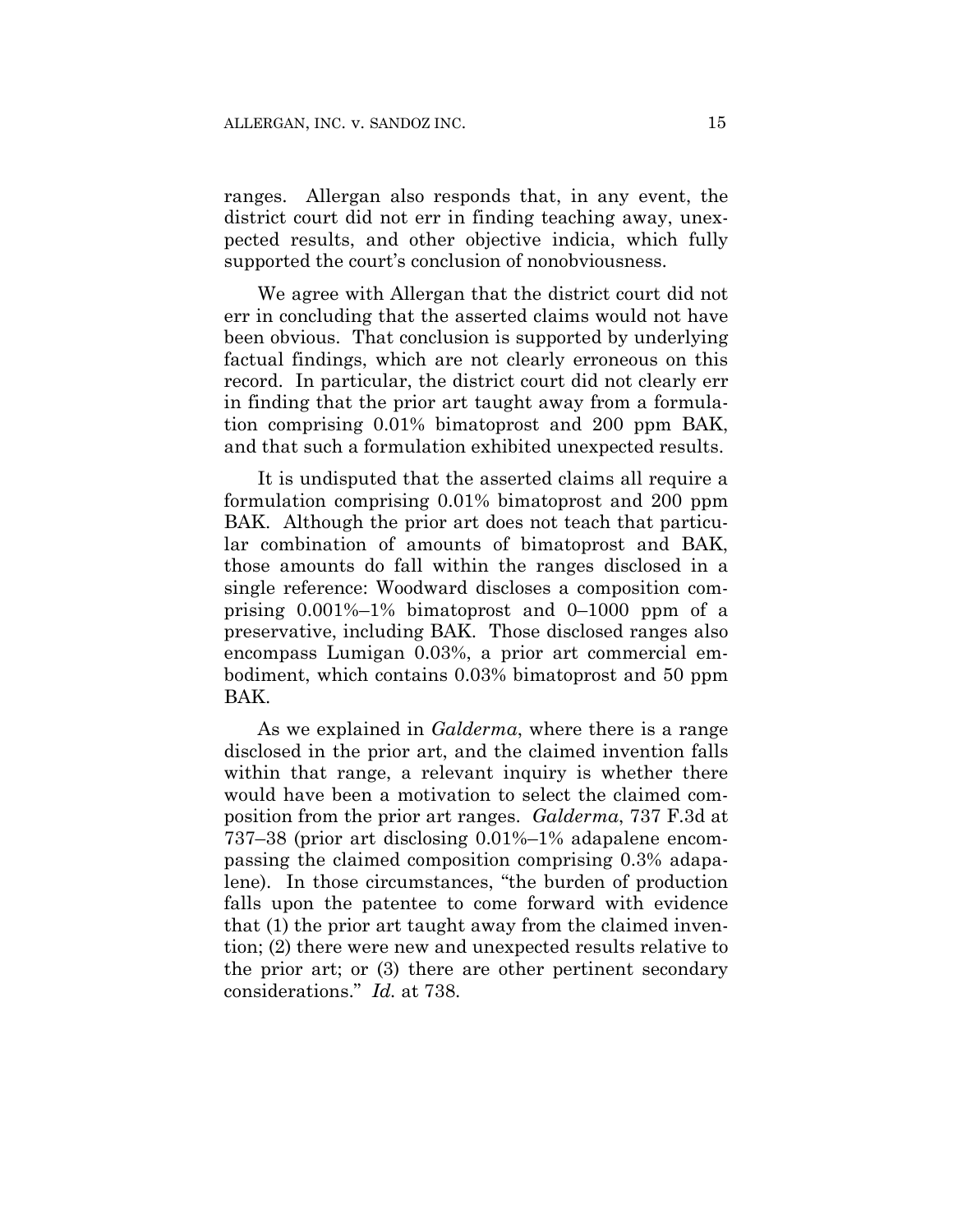ranges. Allergan also responds that, in any event, the district court did not err in finding teaching away, unexpected results, and other objective indicia, which fully supported the court's conclusion of nonobviousness.

We agree with Allergan that the district court did not err in concluding that the asserted claims would not have been obvious. That conclusion is supported by underlying factual findings, which are not clearly erroneous on this record. In particular, the district court did not clearly err in finding that the prior art taught away from a formulation comprising 0.01% bimatoprost and 200 ppm BAK, and that such a formulation exhibited unexpected results.

It is undisputed that the asserted claims all require a formulation comprising 0.01% bimatoprost and 200 ppm BAK. Although the prior art does not teach that particular combination of amounts of bimatoprost and BAK, those amounts do fall within the ranges disclosed in a single reference: Woodward discloses a composition comprising 0.001%–1% bimatoprost and 0–1000 ppm of a preservative, including BAK. Those disclosed ranges also encompass Lumigan 0.03%, a prior art commercial embodiment, which contains 0.03% bimatoprost and 50 ppm BAK.

As we explained in *Galderma*, where there is a range disclosed in the prior art, and the claimed invention falls within that range, a relevant inquiry is whether there would have been a motivation to select the claimed composition from the prior art ranges. *Galderma*, 737 F.3d at 737–38 (prior art disclosing 0.01%–1% adapalene encompassing the claimed composition comprising 0.3% adapalene). In those circumstances, "the burden of production falls upon the patentee to come forward with evidence that (1) the prior art taught away from the claimed invention; (2) there were new and unexpected results relative to the prior art; or (3) there are other pertinent secondary considerations." *Id.* at 738.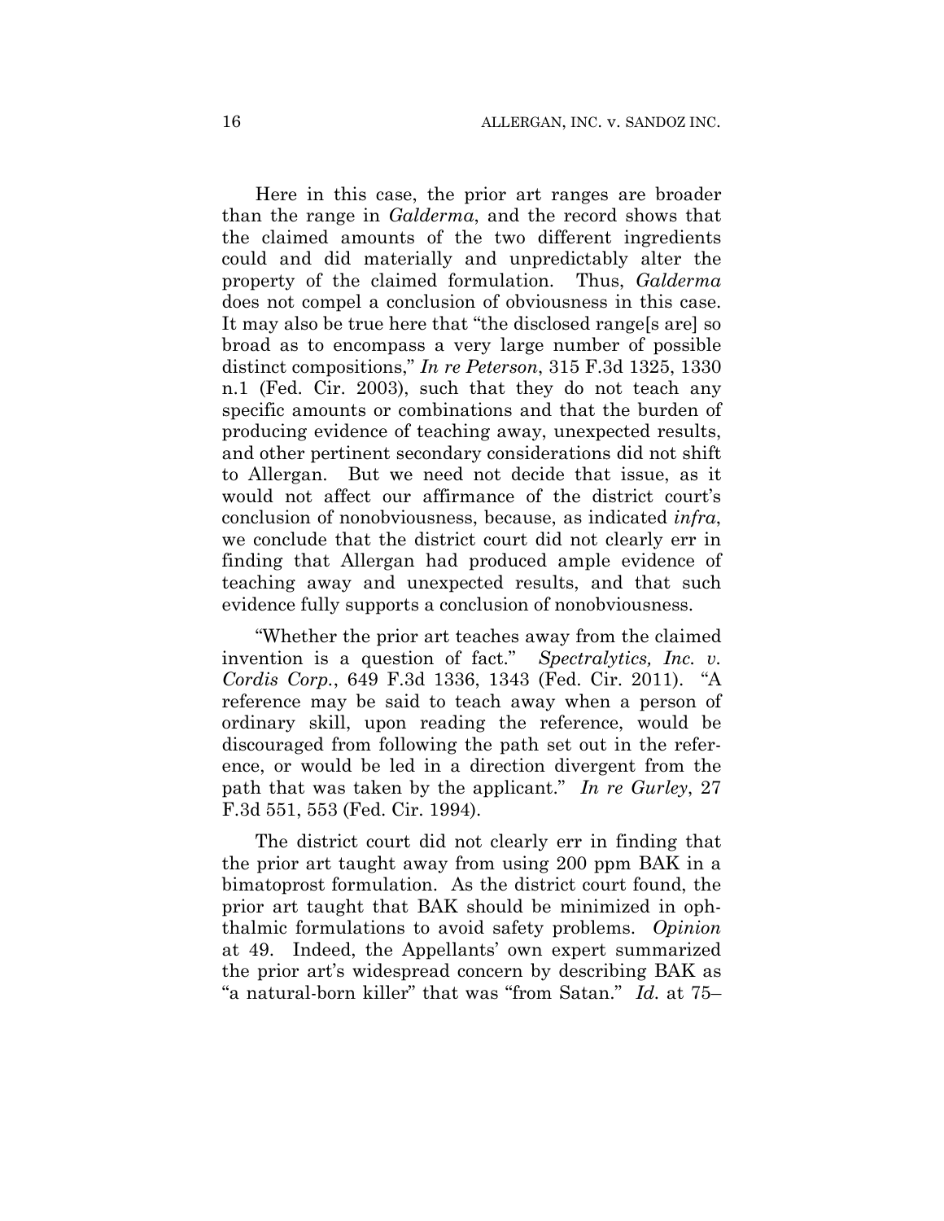Here in this case, the prior art ranges are broader than the range in *Galderma*, and the record shows that the claimed amounts of the two different ingredients could and did materially and unpredictably alter the property of the claimed formulation. Thus, *Galderma* does not compel a conclusion of obviousness in this case. It may also be true here that "the disclosed range[s are] so broad as to encompass a very large number of possible distinct compositions," *In re Peterson*, 315 F.3d 1325, 1330 n.1 (Fed. Cir. 2003), such that they do not teach any specific amounts or combinations and that the burden of producing evidence of teaching away, unexpected results, and other pertinent secondary considerations did not shift to Allergan. But we need not decide that issue, as it would not affect our affirmance of the district court's conclusion of nonobviousness, because, as indicated *infra*, we conclude that the district court did not clearly err in finding that Allergan had produced ample evidence of teaching away and unexpected results, and that such evidence fully supports a conclusion of nonobviousness.

"Whether the prior art teaches away from the claimed invention is a question of fact." *Spectralytics, Inc. v. Cordis Corp.*, 649 F.3d 1336, 1343 (Fed. Cir. 2011). "A reference may be said to teach away when a person of ordinary skill, upon reading the reference, would be discouraged from following the path set out in the reference, or would be led in a direction divergent from the path that was taken by the applicant." *In re Gurley*, 27 F.3d 551, 553 (Fed. Cir. 1994).

The district court did not clearly err in finding that the prior art taught away from using 200 ppm BAK in a bimatoprost formulation. As the district court found, the prior art taught that BAK should be minimized in ophthalmic formulations to avoid safety problems. *Opinion* at 49. Indeed, the Appellants' own expert summarized the prior art's widespread concern by describing BAK as "a natural-born killer" that was "from Satan." *Id.* at 75–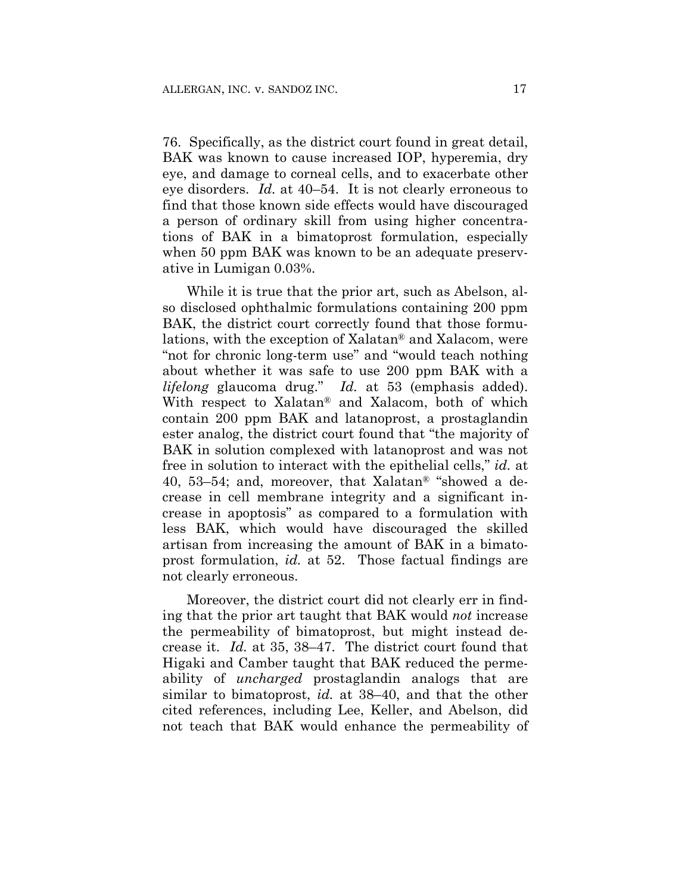76. Specifically, as the district court found in great detail, BAK was known to cause increased IOP, hyperemia, dry eye, and damage to corneal cells, and to exacerbate other eye disorders. *Id.* at 40–54. It is not clearly erroneous to find that those known side effects would have discouraged a person of ordinary skill from using higher concentrations of BAK in a bimatoprost formulation, especially when 50 ppm BAK was known to be an adequate preservative in Lumigan 0.03%.

While it is true that the prior art, such as Abelson, also disclosed ophthalmic formulations containing 200 ppm BAK, the district court correctly found that those formulations, with the exception of Xalatan® and Xalacom, were "not for chronic long-term use" and "would teach nothing about whether it was safe to use 200 ppm BAK with a *lifelong* glaucoma drug." *Id.* at 53 (emphasis added). With respect to Xalatan® and Xalacom, both of which contain 200 ppm BAK and latanoprost, a prostaglandin ester analog, the district court found that "the majority of BAK in solution complexed with latanoprost and was not free in solution to interact with the epithelial cells," *id.* at 40, 53–54; and, moreover, that Xalatan® "showed a decrease in cell membrane integrity and a significant increase in apoptosis" as compared to a formulation with less BAK, which would have discouraged the skilled artisan from increasing the amount of BAK in a bimatoprost formulation, *id.* at 52. Those factual findings are not clearly erroneous.

Moreover, the district court did not clearly err in finding that the prior art taught that BAK would *not* increase the permeability of bimatoprost, but might instead decrease it. *Id.* at 35, 38–47. The district court found that Higaki and Camber taught that BAK reduced the permeability of *uncharged* prostaglandin analogs that are similar to bimatoprost, *id.* at 38–40, and that the other cited references, including Lee, Keller, and Abelson, did not teach that BAK would enhance the permeability of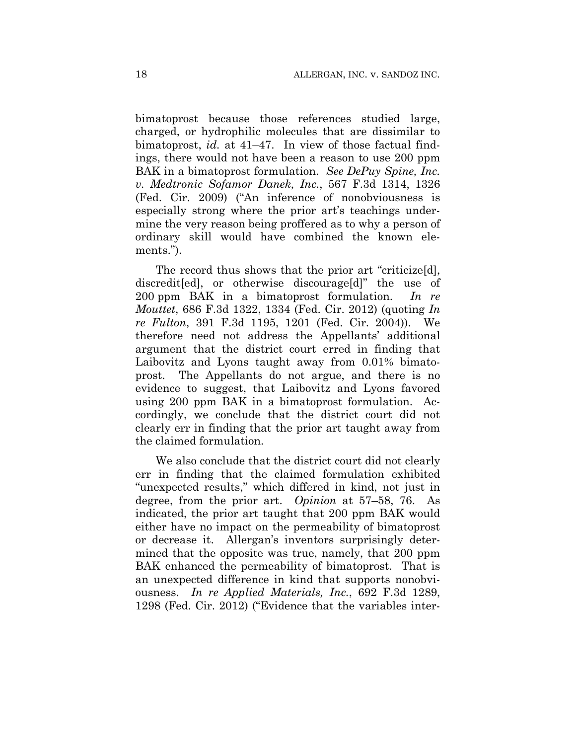bimatoprost because those references studied large, charged, or hydrophilic molecules that are dissimilar to bimatoprost, *id.* at 41–47. In view of those factual findings, there would not have been a reason to use 200 ppm BAK in a bimatoprost formulation. *See DePuy Spine, Inc. v. Medtronic Sofamor Danek, Inc.*, 567 F.3d 1314, 1326 (Fed. Cir. 2009) ("An inference of nonobviousness is especially strong where the prior art's teachings undermine the very reason being proffered as to why a person of ordinary skill would have combined the known elements.").

The record thus shows that the prior art "criticize[d], discredit[ed], or otherwise discourage[d]" the use of 200 ppm BAK in a bimatoprost formulation. *In re Mouttet*, 686 F.3d 1322, 1334 (Fed. Cir. 2012) (quoting *In re Fulton*, 391 F.3d 1195, 1201 (Fed. Cir. 2004)). We therefore need not address the Appellants' additional argument that the district court erred in finding that Laibovitz and Lyons taught away from 0.01% bimatoprost. The Appellants do not argue, and there is no evidence to suggest, that Laibovitz and Lyons favored using 200 ppm BAK in a bimatoprost formulation. Accordingly, we conclude that the district court did not clearly err in finding that the prior art taught away from the claimed formulation.

We also conclude that the district court did not clearly err in finding that the claimed formulation exhibited "unexpected results," which differed in kind, not just in degree, from the prior art. *Opinion* at 57–58, 76. As indicated, the prior art taught that 200 ppm BAK would either have no impact on the permeability of bimatoprost or decrease it. Allergan's inventors surprisingly determined that the opposite was true, namely, that 200 ppm BAK enhanced the permeability of bimatoprost. That is an unexpected difference in kind that supports nonobviousness. *In re Applied Materials, Inc.*, 692 F.3d 1289, 1298 (Fed. Cir. 2012) ("Evidence that the variables inter-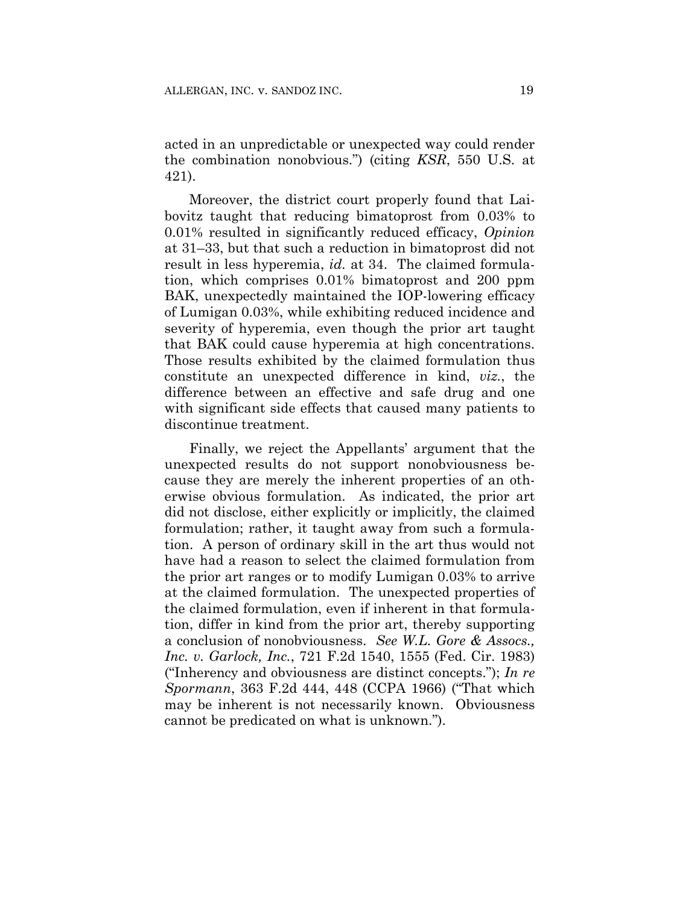acted in an unpredictable or unexpected way could render the combination nonobvious.") (citing *KSR*, 550 U.S. at 421).

Moreover, the district court properly found that Laibovitz taught that reducing bimatoprost from 0.03% to 0.01% resulted in significantly reduced efficacy, *Opinion* at 31–33, but that such a reduction in bimatoprost did not result in less hyperemia, *id.* at 34. The claimed formulation, which comprises 0.01% bimatoprost and 200 ppm BAK, unexpectedly maintained the IOP-lowering efficacy of Lumigan 0.03%, while exhibiting reduced incidence and severity of hyperemia, even though the prior art taught that BAK could cause hyperemia at high concentrations. Those results exhibited by the claimed formulation thus constitute an unexpected difference in kind, *viz.*, the difference between an effective and safe drug and one with significant side effects that caused many patients to discontinue treatment.

Finally, we reject the Appellants' argument that the unexpected results do not support nonobviousness because they are merely the inherent properties of an otherwise obvious formulation. As indicated, the prior art did not disclose, either explicitly or implicitly, the claimed formulation; rather, it taught away from such a formulation. A person of ordinary skill in the art thus would not have had a reason to select the claimed formulation from the prior art ranges or to modify Lumigan 0.03% to arrive at the claimed formulation. The unexpected properties of the claimed formulation, even if inherent in that formulation, differ in kind from the prior art, thereby supporting a conclusion of nonobviousness. *See W.L. Gore & Assocs., Inc. v. Garlock, Inc.*, 721 F.2d 1540, 1555 (Fed. Cir. 1983) ("Inherency and obviousness are distinct concepts."); *In re Spormann*, 363 F.2d 444, 448 (CCPA 1966) ("That which may be inherent is not necessarily known. Obviousness cannot be predicated on what is unknown.").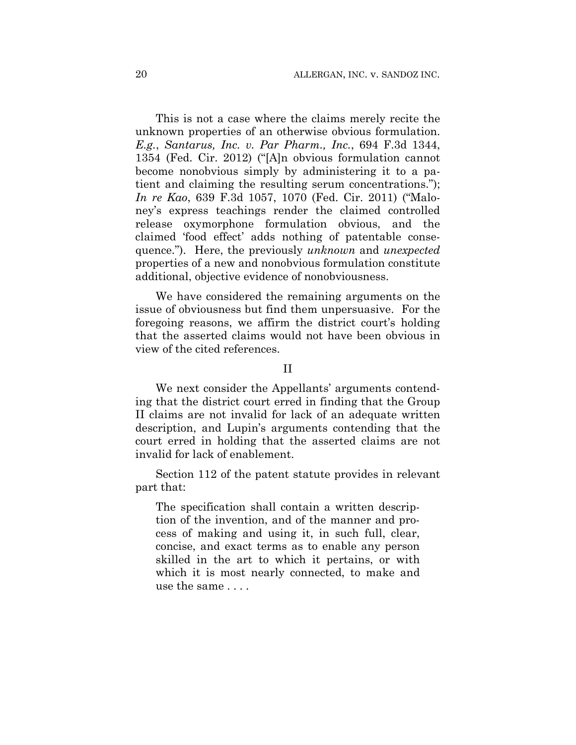This is not a case where the claims merely recite the unknown properties of an otherwise obvious formulation. *E.g.*, *Santarus, Inc. v. Par Pharm., Inc.*, 694 F.3d 1344, 1354 (Fed. Cir. 2012) ("[A]n obvious formulation cannot become nonobvious simply by administering it to a patient and claiming the resulting serum concentrations."); *In re Kao*, 639 F.3d 1057, 1070 (Fed. Cir. 2011) ("Maloney's express teachings render the claimed controlled release oxymorphone formulation obvious, and the claimed 'food effect' adds nothing of patentable consequence."). Here, the previously *unknown* and *unexpected* properties of a new and nonobvious formulation constitute additional, objective evidence of nonobviousness.

We have considered the remaining arguments on the issue of obviousness but find them unpersuasive. For the foregoing reasons, we affirm the district court's holding that the asserted claims would not have been obvious in view of the cited references.

## II

We next consider the Appellants' arguments contending that the district court erred in finding that the Group II claims are not invalid for lack of an adequate written description, and Lupin's arguments contending that the court erred in holding that the asserted claims are not invalid for lack of enablement.

Section 112 of the patent statute provides in relevant part that:

> The specification shall contain a written description of the invention, and of the manner and process of making and using it, in such full, clear, concise, and exact terms as to enable any person skilled in the art to which it pertains, or with which it is most nearly connected, to make and use the same . . . .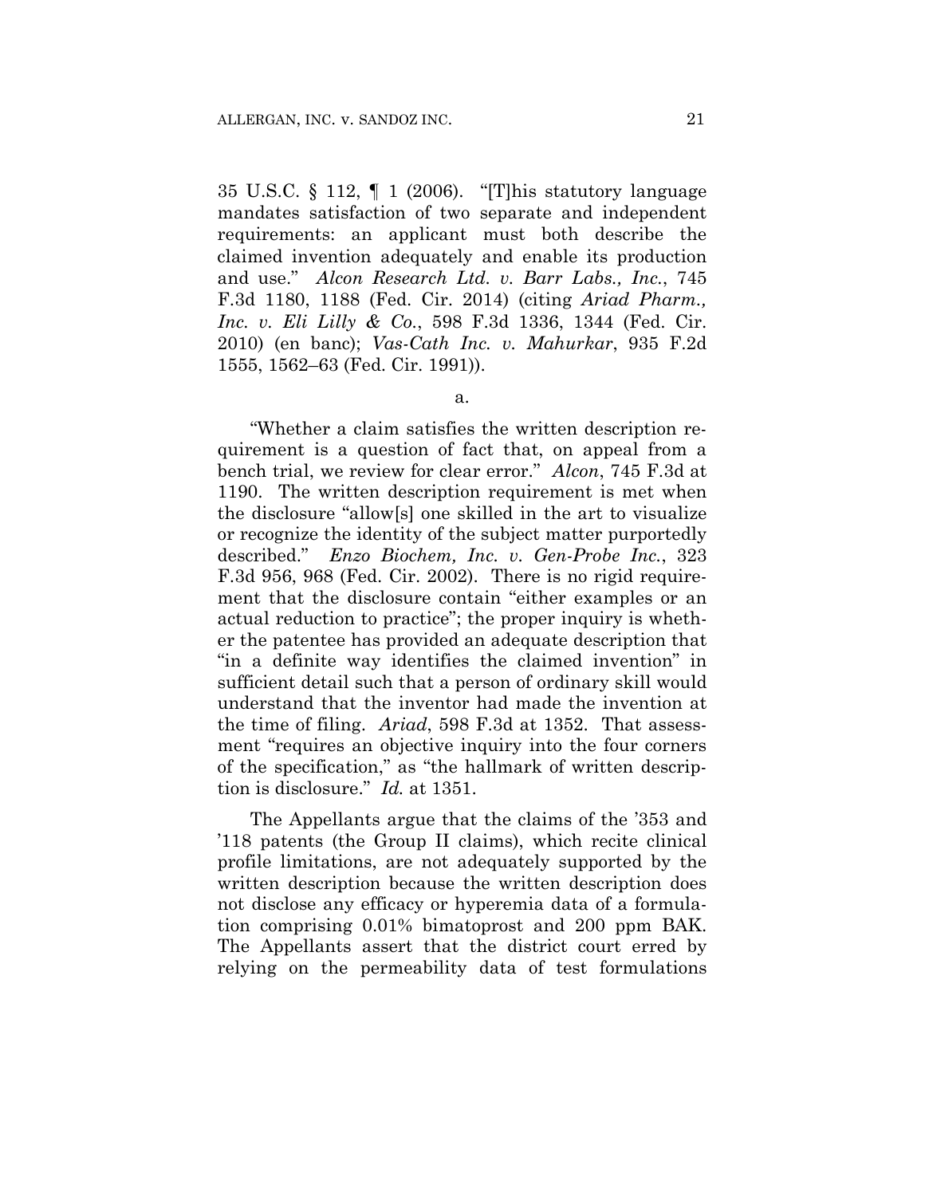35 U.S.C. § 112, ¶ 1 (2006). "[T]his statutory language mandates satisfaction of two separate and independent requirements: an applicant must both describe the claimed invention adequately and enable its production and use." *Alcon Research Ltd. v. Barr Labs., Inc.*, 745 F.3d 1180, 1188 (Fed. Cir. 2014) (citing *Ariad Pharm., Inc. v. Eli Lilly & Co.*, 598 F.3d 1336, 1344 (Fed. Cir. 2010) (en banc); *Vas-Cath Inc. v. Mahurkar*, 935 F.2d 1555, 1562–63 (Fed. Cir. 1991)).

a.

"Whether a claim satisfies the written description requirement is a question of fact that, on appeal from a bench trial, we review for clear error." *Alcon*, 745 F.3d at 1190. The written description requirement is met when the disclosure "allow[s] one skilled in the art to visualize or recognize the identity of the subject matter purportedly described." *Enzo Biochem, Inc. v. Gen-Probe Inc.*, 323 F.3d 956, 968 (Fed. Cir. 2002). There is no rigid requirement that the disclosure contain "either examples or an actual reduction to practice"; the proper inquiry is whether the patentee has provided an adequate description that "in a definite way identifies the claimed invention" in sufficient detail such that a person of ordinary skill would understand that the inventor had made the invention at the time of filing. *Ariad*, 598 F.3d at 1352. That assessment "requires an objective inquiry into the four corners of the specification," as "the hallmark of written description is disclosure." *Id.* at 1351.

The Appellants argue that the claims of the '353 and '118 patents (the Group II claims), which recite clinical profile limitations, are not adequately supported by the written description because the written description does not disclose any efficacy or hyperemia data of a formulation comprising 0.01% bimatoprost and 200 ppm BAK. The Appellants assert that the district court erred by relying on the permeability data of test formulations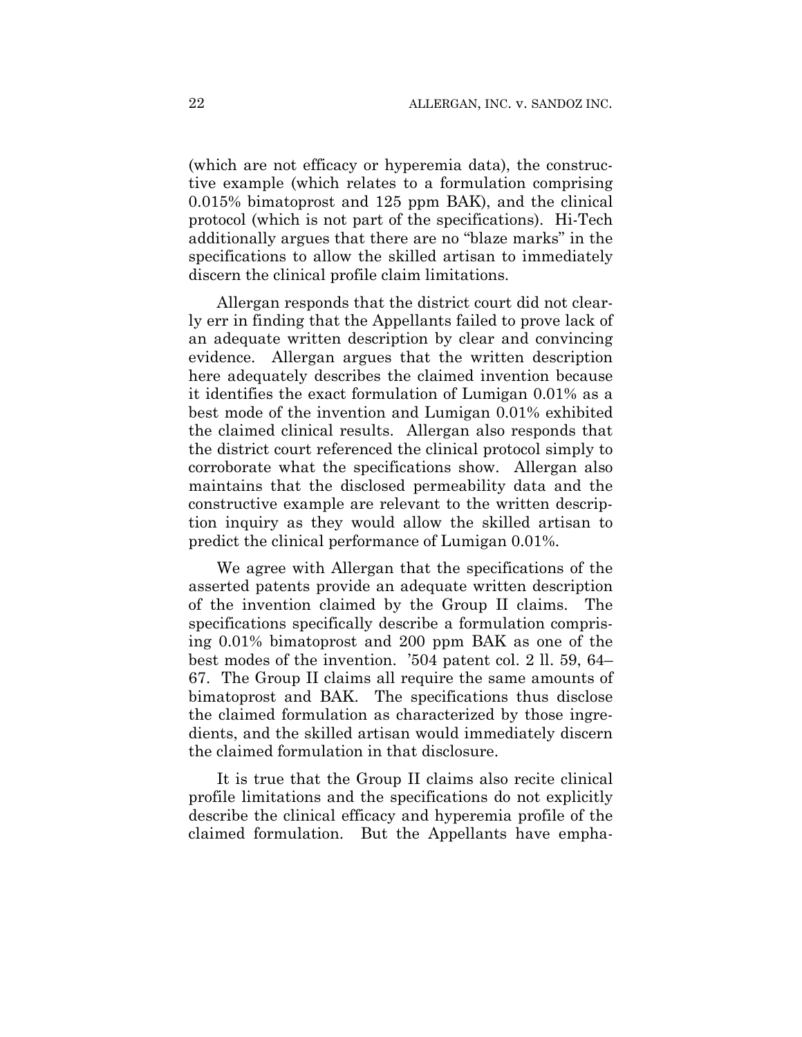(which are not efficacy or hyperemia data), the constructive example (which relates to a formulation comprising 0.015% bimatoprost and 125 ppm BAK), and the clinical protocol (which is not part of the specifications). Hi-Tech additionally argues that there are no "blaze marks" in the specifications to allow the skilled artisan to immediately discern the clinical profile claim limitations.

Allergan responds that the district court did not clearly err in finding that the Appellants failed to prove lack of an adequate written description by clear and convincing evidence. Allergan argues that the written description here adequately describes the claimed invention because it identifies the exact formulation of Lumigan 0.01% as a best mode of the invention and Lumigan 0.01% exhibited the claimed clinical results. Allergan also responds that the district court referenced the clinical protocol simply to corroborate what the specifications show. Allergan also maintains that the disclosed permeability data and the constructive example are relevant to the written description inquiry as they would allow the skilled artisan to predict the clinical performance of Lumigan 0.01%.

We agree with Allergan that the specifications of the asserted patents provide an adequate written description of the invention claimed by the Group II claims. The specifications specifically describe a formulation comprising 0.01% bimatoprost and 200 ppm BAK as one of the best modes of the invention. '504 patent col. 2 ll. 59, 64–67. The Group II claims all require the same amounts of bimatoprost and BAK. The specifications thus disclose the claimed formulation as characterized by those ingredients, and the skilled artisan would immediately discern the claimed formulation in that disclosure.

It is true that the Group II claims also recite clinical profile limitations and the specifications do not explicitly describe the clinical efficacy and hyperemia profile of the claimed formulation. But the Appellants have empha-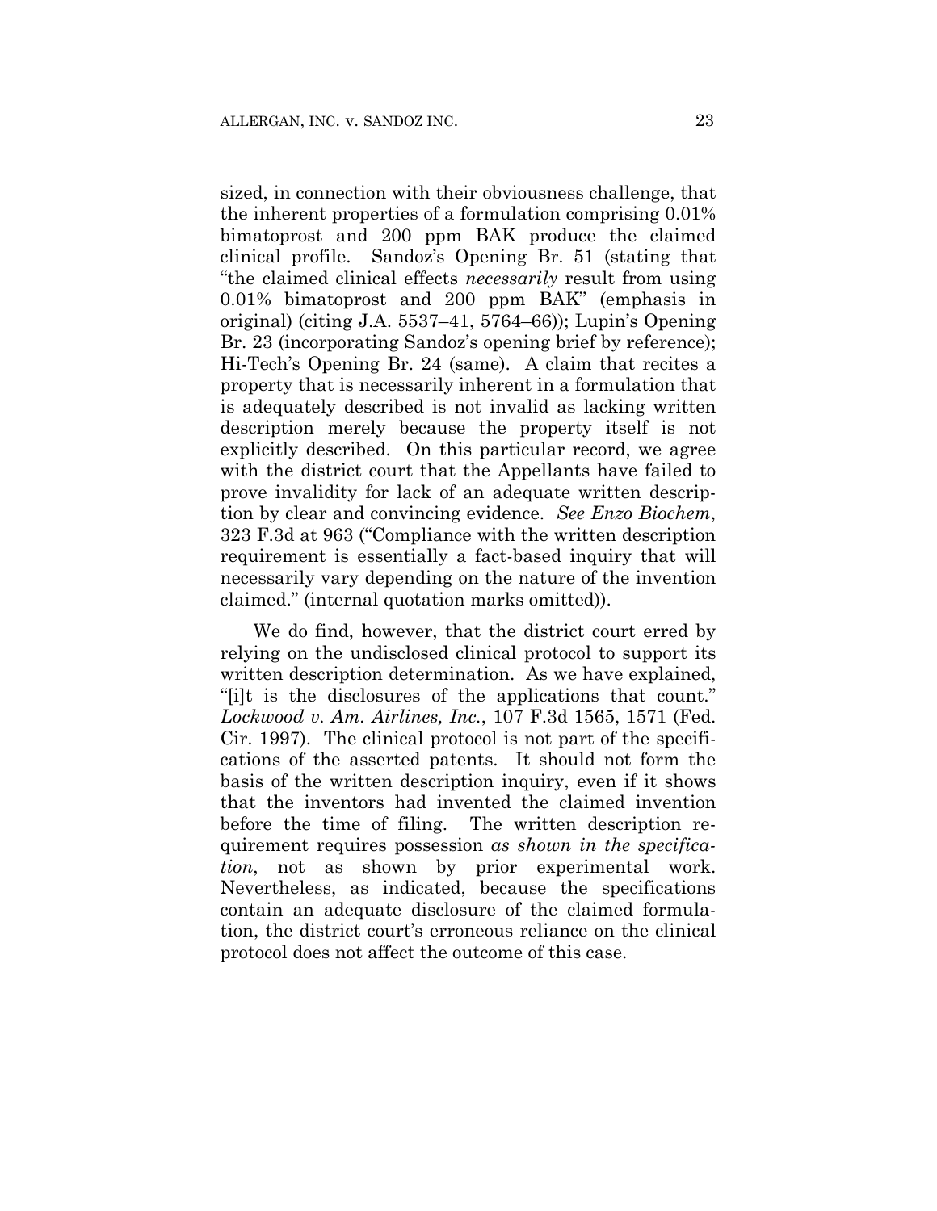sized, in connection with their obviousness challenge, that the inherent properties of a formulation comprising 0.01% bimatoprost and 200 ppm BAK produce the claimed clinical profile. Sandoz's Opening Br. 51 (stating that "the claimed clinical effects *necessarily* result from using 0.01% bimatoprost and 200 ppm BAK" (emphasis in original) (citing J.A. 5537–41, 5764–66)); Lupin's Opening Br. 23 (incorporating Sandoz's opening brief by reference); Hi-Tech's Opening Br. 24 (same). A claim that recites a property that is necessarily inherent in a formulation that is adequately described is not invalid as lacking written description merely because the property itself is not explicitly described. On this particular record, we agree with the district court that the Appellants have failed to prove invalidity for lack of an adequate written description by clear and convincing evidence. *See Enzo Biochem*, 323 F.3d at 963 ("Compliance with the written description requirement is essentially a fact-based inquiry that will necessarily vary depending on the nature of the invention claimed." (internal quotation marks omitted)).

We do find, however, that the district court erred by relying on the undisclosed clinical protocol to support its written description determination. As we have explained, "[i]t is the disclosures of the applications that count." *Lockwood v. Am. Airlines, Inc.*, 107 F.3d 1565, 1571 (Fed. Cir. 1997). The clinical protocol is not part of the specifications of the asserted patents. It should not form the basis of the written description inquiry, even if it shows that the inventors had invented the claimed invention before the time of filing. The written description requirement requires possession *as shown in the specification*, not as shown by prior experimental work. Nevertheless, as indicated, because the specifications contain an adequate disclosure of the claimed formulation, the district court's erroneous reliance on the clinical protocol does not affect the outcome of this case.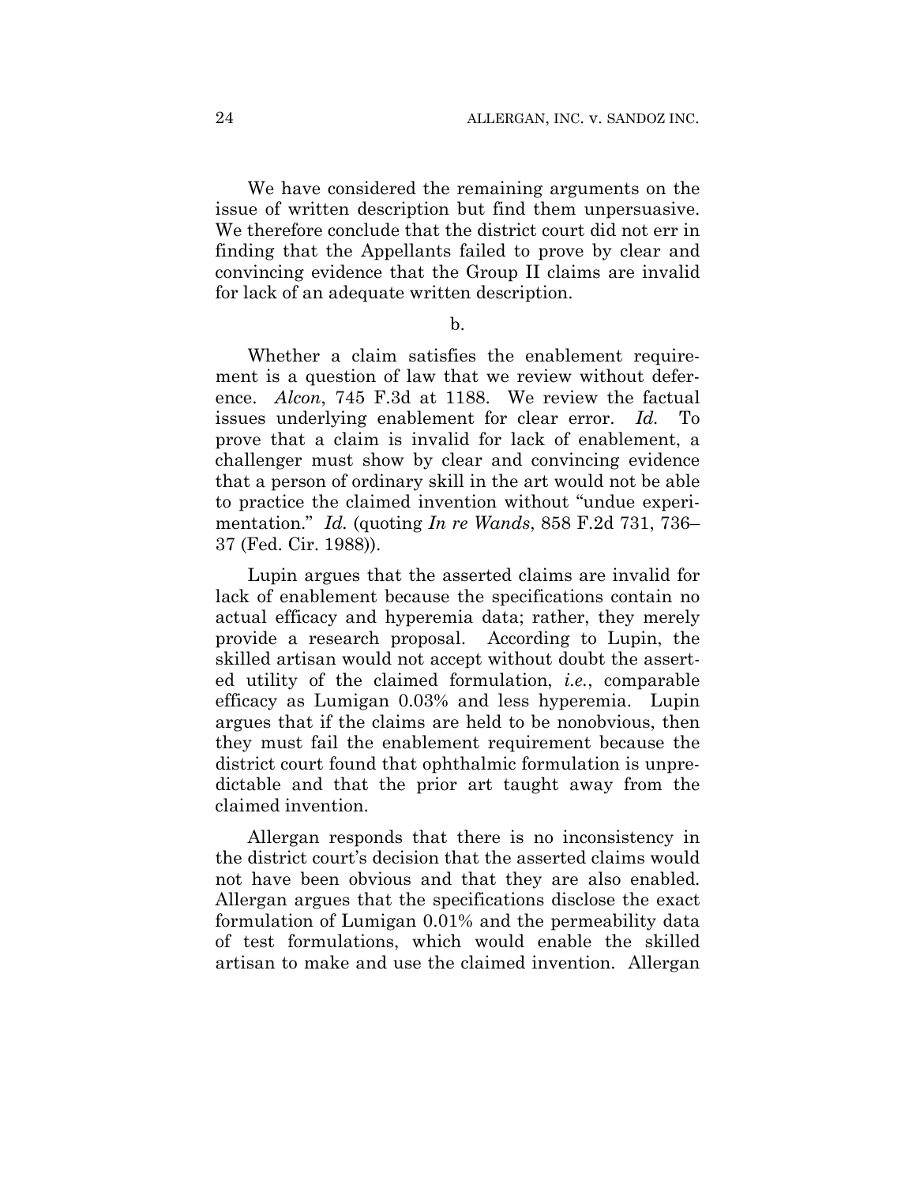We have considered the remaining arguments on the issue of written description but find them unpersuasive. We therefore conclude that the district court did not err in finding that the Appellants failed to prove by clear and convincing evidence that the Group II claims are invalid for lack of an adequate written description.

b.

Whether a claim satisfies the enablement requirement is a question of law that we review without deference. *Alcon*, 745 F.3d at 1188. We review the factual issues underlying enablement for clear error. *Id.* To prove that a claim is invalid for lack of enablement, a challenger must show by clear and convincing evidence that a person of ordinary skill in the art would not be able to practice the claimed invention without "undue experimentation." *Id.* (quoting *In re Wands*, 858 F.2d 731, 736–37 (Fed. Cir. 1988)).

Lupin argues that the asserted claims are invalid for lack of enablement because the specifications contain no actual efficacy and hyperemia data; rather, they merely provide a research proposal. According to Lupin, the skilled artisan would not accept without doubt the asserted utility of the claimed formulation, *i.e.*, comparable efficacy as Lumigan 0.03% and less hyperemia. Lupin argues that if the claims are held to be nonobvious, then they must fail the enablement requirement because the district court found that ophthalmic formulation is unpredictable and that the prior art taught away from the claimed invention.

Allergan responds that there is no inconsistency in the district court's decision that the asserted claims would not have been obvious and that they are also enabled. Allergan argues that the specifications disclose the exact formulation of Lumigan 0.01% and the permeability data of test formulations, which would enable the skilled artisan to make and use the claimed invention. Allergan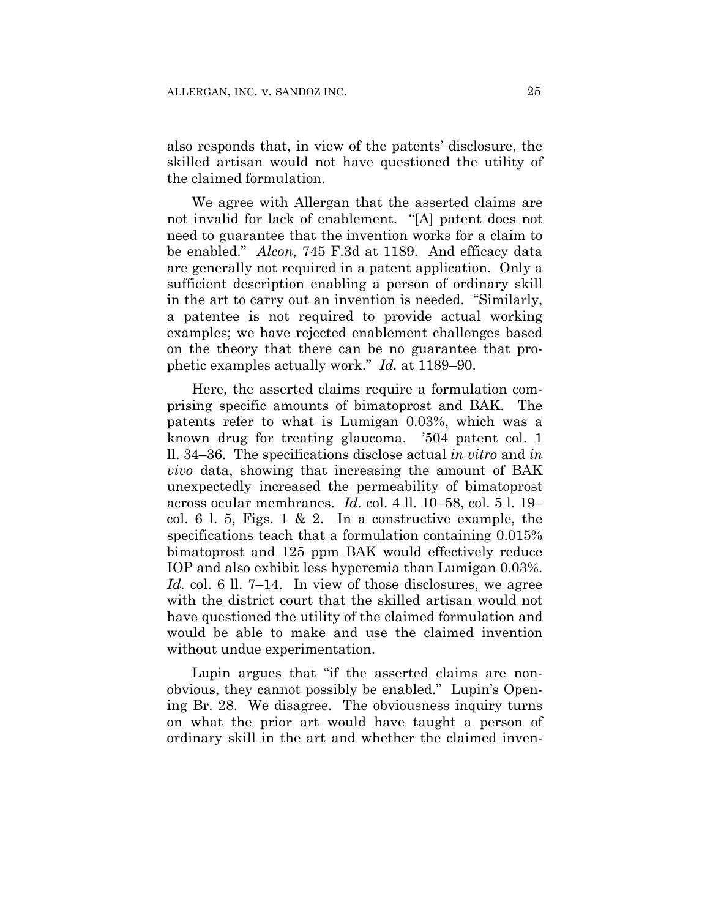also responds that, in view of the patents' disclosure, the skilled artisan would not have questioned the utility of the claimed formulation.

We agree with Allergan that the asserted claims are not invalid for lack of enablement. "[A] patent does not need to guarantee that the invention works for a claim to be enabled." *Alcon*, 745 F.3d at 1189. And efficacy data are generally not required in a patent application. Only a sufficient description enabling a person of ordinary skill in the art to carry out an invention is needed. "Similarly, a patentee is not required to provide actual working examples; we have rejected enablement challenges based on the theory that there can be no guarantee that prophetic examples actually work." *Id.* at 1189–90.

Here, the asserted claims require a formulation comprising specific amounts of bimatoprost and BAK. The patents refer to what is Lumigan 0.03%, which was a known drug for treating glaucoma. '504 patent col. 1 ll. 34–36. The specifications disclose actual *in vitro* and *in vivo* data, showing that increasing the amount of BAK unexpectedly increased the permeability of bimatoprost across ocular membranes. *Id.* col. 4 ll. 10–58, col. 5 l. 19–col. 6 l. 5, Figs. 1 & 2. In a constructive example, the specifications teach that a formulation containing 0.015% bimatoprost and 125 ppm BAK would effectively reduce IOP and also exhibit less hyperemia than Lumigan 0.03%. *Id.* col. 6 ll. 7–14. In view of those disclosures, we agree with the district court that the skilled artisan would not have questioned the utility of the claimed formulation and would be able to make and use the claimed invention without undue experimentation.

Lupin argues that "if the asserted claims are nonobvious, they cannot possibly be enabled." Lupin's Opening Br. 28. We disagree. The obviousness inquiry turns on what the prior art would have taught a person of ordinary skill in the art and whether the claimed inven-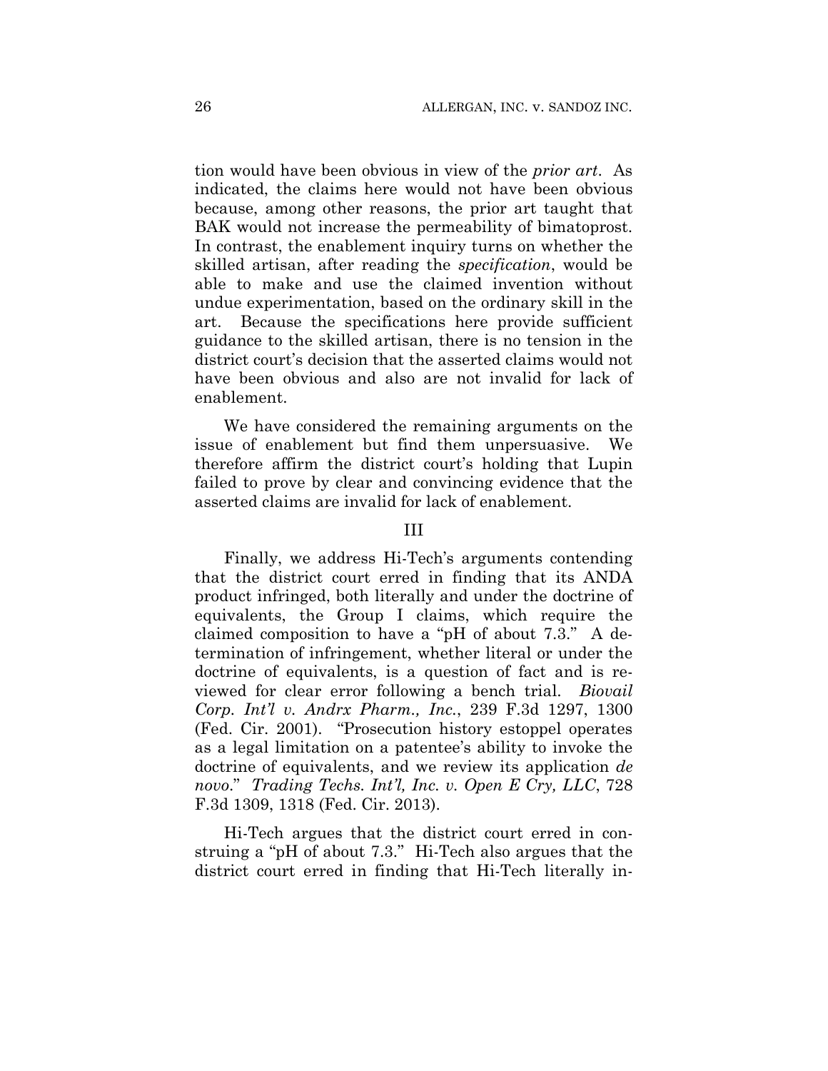tion would have been obvious in view of the *prior art*. As indicated, the claims here would not have been obvious because, among other reasons, the prior art taught that BAK would not increase the permeability of bimatoprost. In contrast, the enablement inquiry turns on whether the skilled artisan, after reading the *specification*, would be able to make and use the claimed invention without undue experimentation, based on the ordinary skill in the art. Because the specifications here provide sufficient guidance to the skilled artisan, there is no tension in the district court's decision that the asserted claims would not have been obvious and also are not invalid for lack of enablement.

We have considered the remaining arguments on the issue of enablement but find them unpersuasive. We therefore affirm the district court's holding that Lupin failed to prove by clear and convincing evidence that the asserted claims are invalid for lack of enablement.

## III

Finally, we address Hi-Tech's arguments contending that the district court erred in finding that its ANDA product infringed, both literally and under the doctrine of equivalents, the Group I claims, which require the claimed composition to have a "pH of about 7.3." A determination of infringement, whether literal or under the doctrine of equivalents, is a question of fact and is reviewed for clear error following a bench trial. *Biovail Corp. Int'l v. Andrx Pharm., Inc.*, 239 F.3d 1297, 1300 (Fed. Cir. 2001). "Prosecution history estoppel operates as a legal limitation on a patentee's ability to invoke the doctrine of equivalents, and we review its application *de novo*." *Trading Techs. Int'l, Inc. v. Open E Cry, LLC*, 728 F.3d 1309, 1318 (Fed. Cir. 2013).

Hi-Tech argues that the district court erred in construing a "pH of about 7.3." Hi-Tech also argues that the district court erred in finding that Hi-Tech literally in-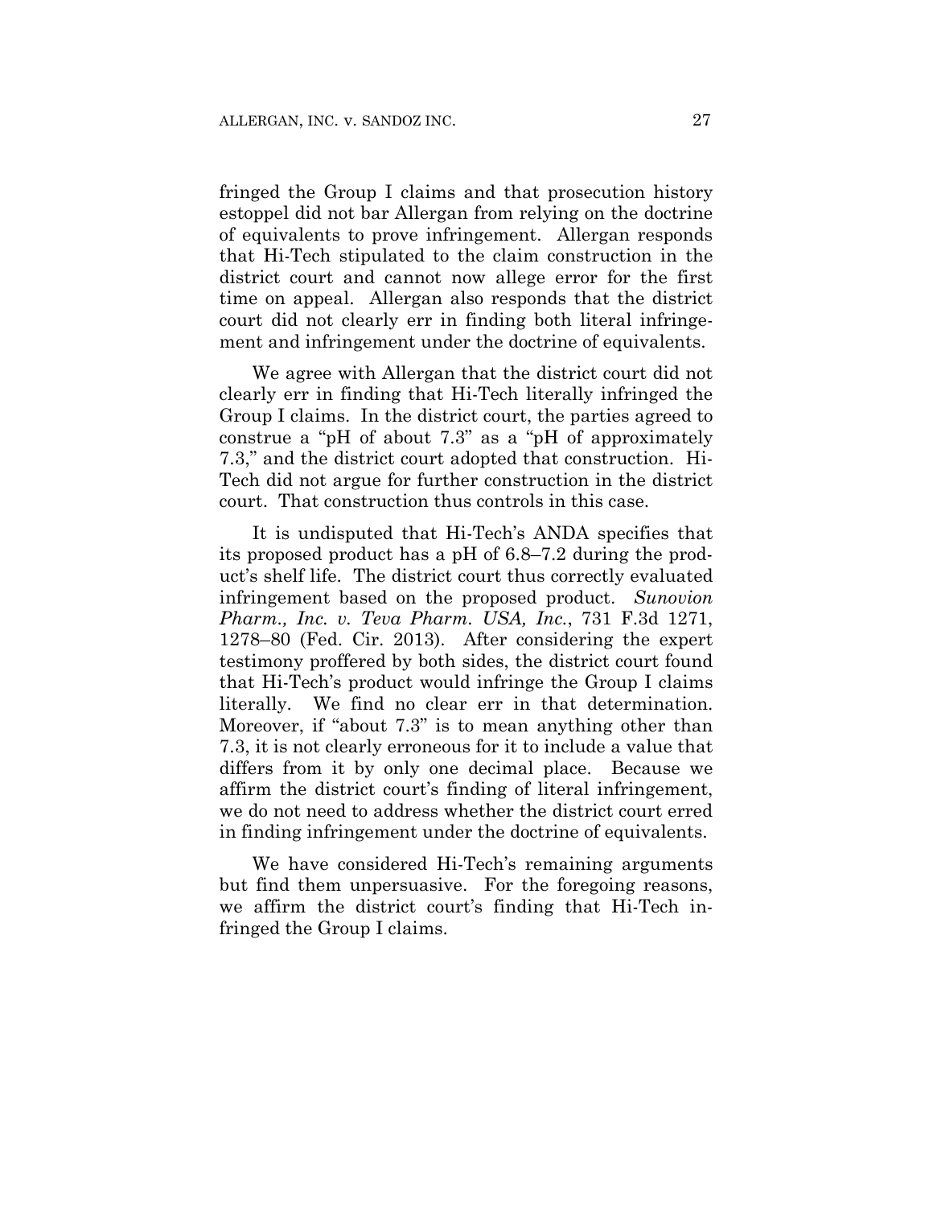fringed the Group I claims and that prosecution history estoppel did not bar Allergan from relying on the doctrine of equivalents to prove infringement. Allergan responds that Hi-Tech stipulated to the claim construction in the district court and cannot now allege error for the first time on appeal. Allergan also responds that the district court did not clearly err in finding both literal infringement and infringement under the doctrine of equivalents.

We agree with Allergan that the district court did not clearly err in finding that Hi-Tech literally infringed the Group I claims. In the district court, the parties agreed to construe a "pH of about 7.3" as a "pH of approximately 7.3," and the district court adopted that construction. Hi-Tech did not argue for further construction in the district court. That construction thus controls in this case.

It is undisputed that Hi-Tech's ANDA specifies that its proposed product has a pH of 6.8–7.2 during the product's shelf life. The district court thus correctly evaluated infringement based on the proposed product. *Sunovion Pharm., Inc. v. Teva Pharm. USA, Inc.*, 731 F.3d 1271, 1278–80 (Fed. Cir. 2013). After considering the expert testimony proffered by both sides, the district court found that Hi-Tech's product would infringe the Group I claims literally. We find no clear err in that determination. Moreover, if "about 7.3" is to mean anything other than 7.3, it is not clearly erroneous for it to include a value that differs from it by only one decimal place. Because we affirm the district court's finding of literal infringement, we do not need to address whether the district court erred in finding infringement under the doctrine of equivalents.

We have considered Hi-Tech's remaining arguments but find them unpersuasive. For the foregoing reasons, we affirm the district court's finding that Hi-Tech infringed the Group I claims.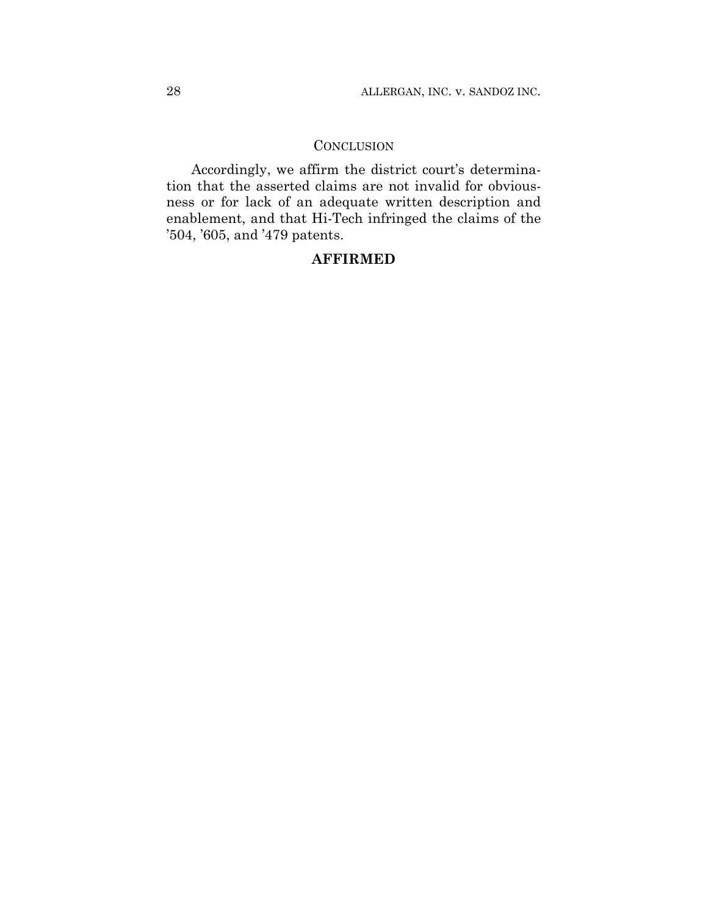## CONCLUSION

Accordingly, we affirm the district court's determination that the asserted claims are not invalid for obviousness or for lack of an adequate written description and enablement, and that Hi-Tech infringed the claims of the '504, '605, and '479 patents.

**AFFIRMED**